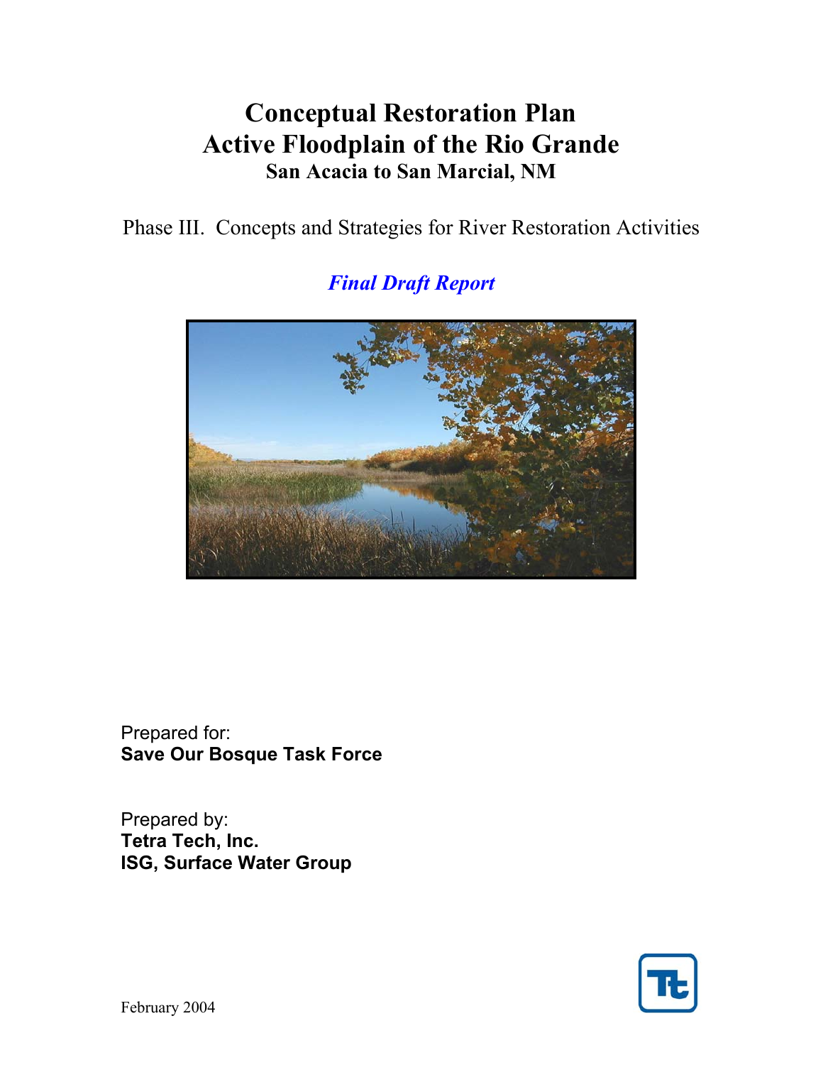# Conceptual Restoration Plan
# Active Floodplain of the Rio Grande
## San Acacia to San Marcial, NM

Phase III. Concepts and Strategies for River Restoration Activities

***Final Draft Report***

Prepared for:
**Save Our Bosque Task Force**

Prepared by:
**Tetra Tech, Inc.**
**ISG, Surface Water Group**

February 2004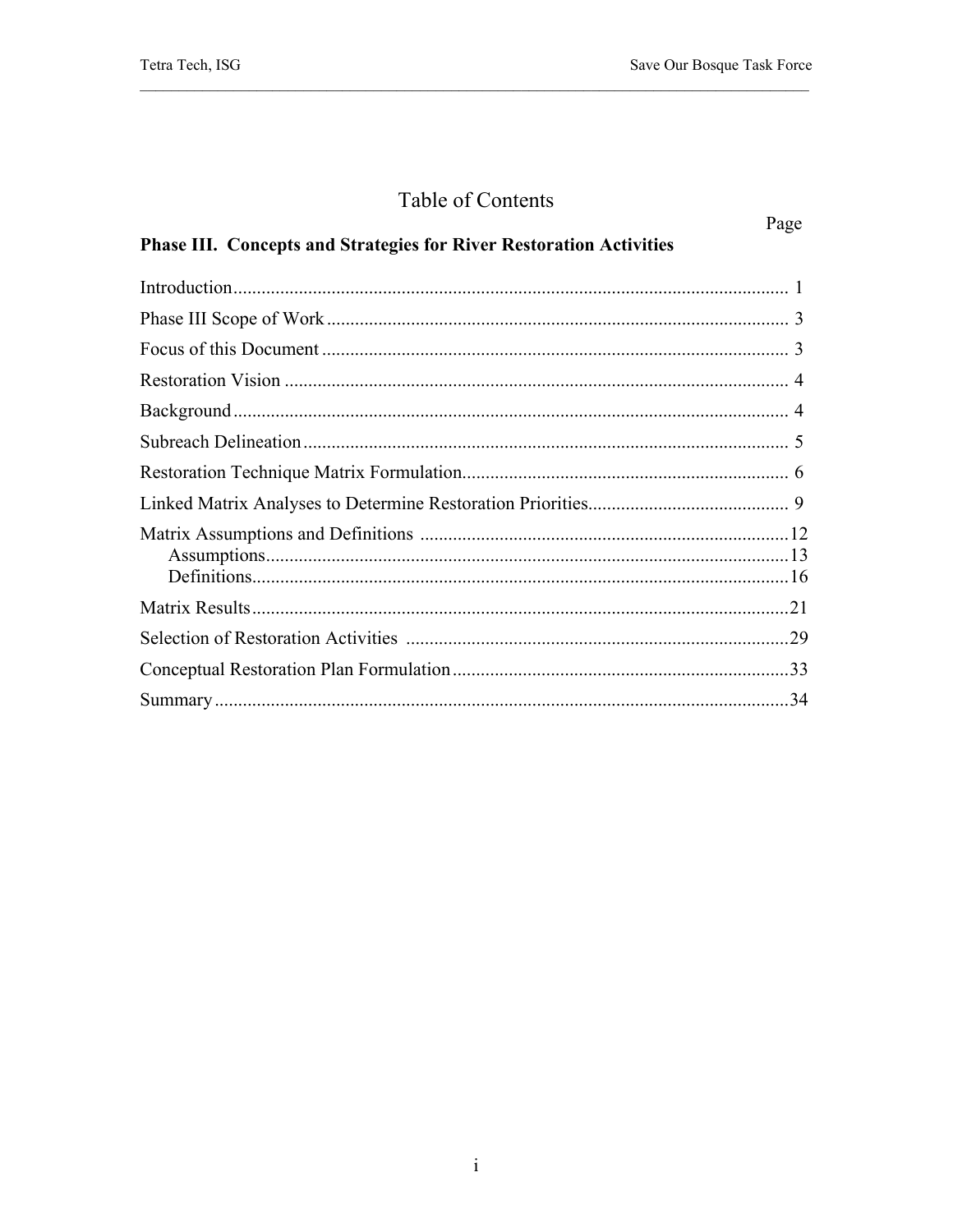# Table of Contents

**Phase III. Concepts and Strategies for River Restoration Activities**

| | Page |
|---|---|
| Introduction | 1 |
| Phase III Scope of Work | 3 |
| Focus of this Document | 3 |
| Restoration Vision | 4 |
| Background | 4 |
| Subreach Delineation | 5 |
| Restoration Technique Matrix Formulation | 6 |
| Linked Matrix Analyses to Determine Restoration Priorities | 9 |
| Matrix Assumptions and Definitions | 12 |
| Assumptions | 13 |
| Definitions | 16 |
| Matrix Results | 21 |
| Selection of Restoration Activities | 29 |
| Conceptual Restoration Plan Formulation | 33 |
| Summary | 34 |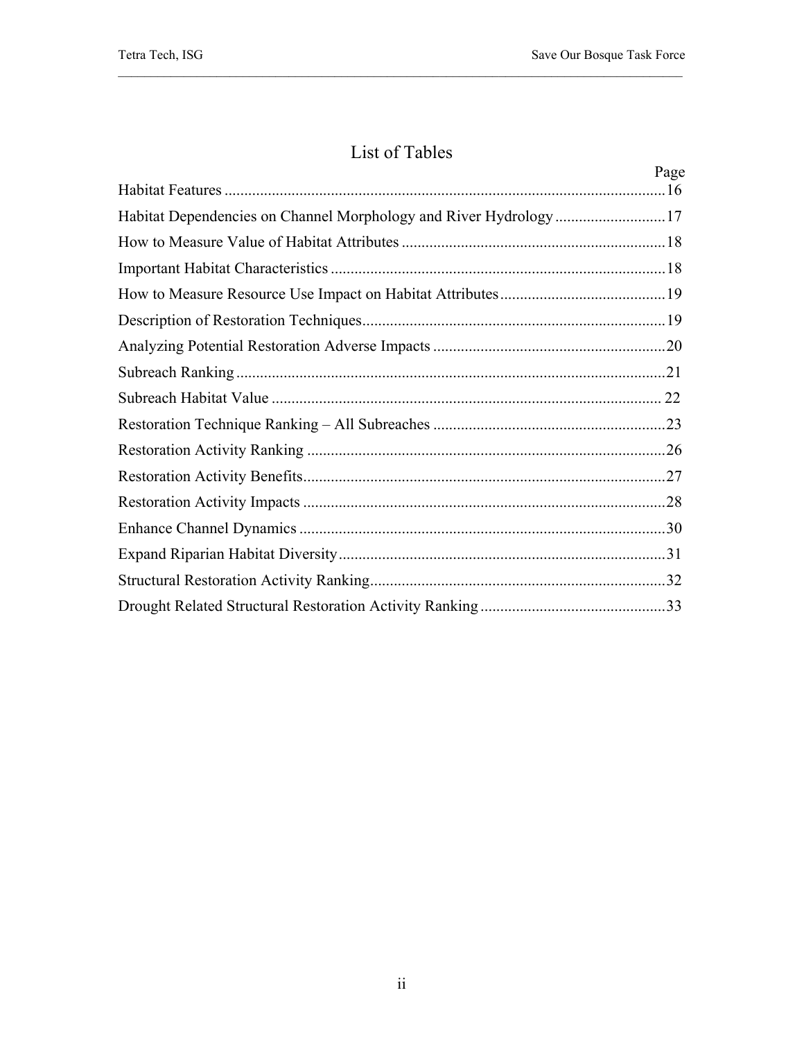# List of Tables

| | Page |
|---|---|
| Habitat Features | 16 |
| Habitat Dependencies on Channel Morphology and River Hydrology | 17 |
| How to Measure Value of Habitat Attributes | 18 |
| Important Habitat Characteristics | 18 |
| How to Measure Resource Use Impact on Habitat Attributes | 19 |
| Description of Restoration Techniques | 19 |
| Analyzing Potential Restoration Adverse Impacts | 20 |
| Subreach Ranking | 21 |
| Subreach Habitat Value | 22 |
| Restoration Technique Ranking – All Subreaches | 23 |
| Restoration Activity Ranking | 26 |
| Restoration Activity Benefits | 27 |
| Restoration Activity Impacts | 28 |
| Enhance Channel Dynamics | 30 |
| Expand Riparian Habitat Diversity | 31 |
| Structural Restoration Activity Ranking | 32 |
| Drought Related Structural Restoration Activity Ranking | 33 |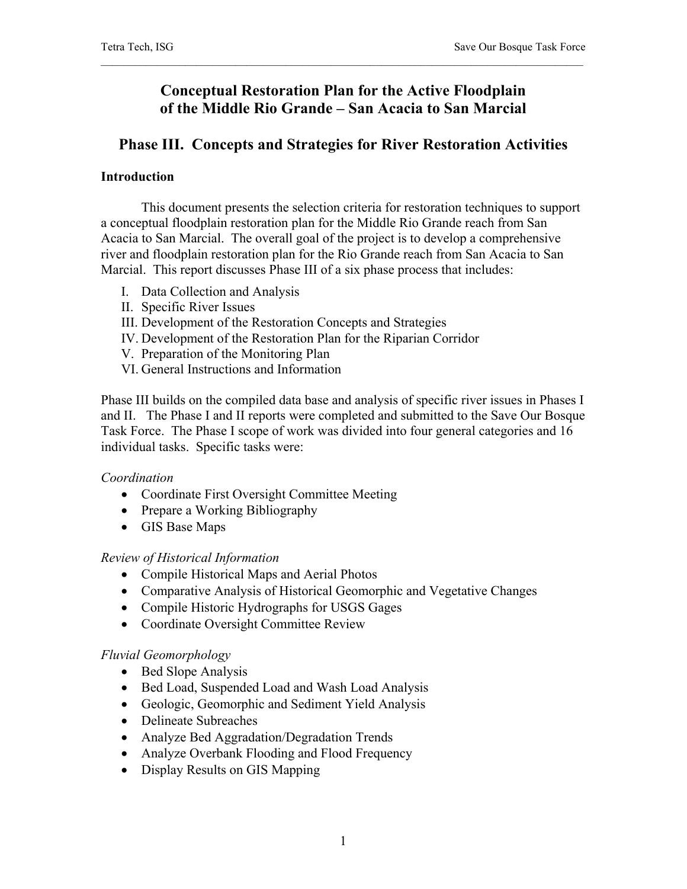# Conceptual Restoration Plan for the Active Floodplain of the Middle Rio Grande – San Acacia to San Marcial

## Phase III. Concepts and Strategies for River Restoration Activities

### Introduction

This document presents the selection criteria for restoration techniques to support a conceptual floodplain restoration plan for the Middle Rio Grande reach from San Acacia to San Marcial. The overall goal of the project is to develop a comprehensive river and floodplain restoration plan for the Rio Grande reach from San Acacia to San Marcial. This report discusses Phase III of a six phase process that includes:

I. Data Collection and Analysis
II. Specific River Issues
III. Development of the Restoration Concepts and Strategies
IV. Development of the Restoration Plan for the Riparian Corridor
V. Preparation of the Monitoring Plan
VI. General Instructions and Information

Phase III builds on the compiled data base and analysis of specific river issues in Phases I and II. The Phase I and II reports were completed and submitted to the Save Our Bosque Task Force. The Phase I scope of work was divided into four general categories and 16 individual tasks. Specific tasks were:

*Coordination*

- Coordinate First Oversight Committee Meeting
- Prepare a Working Bibliography
- GIS Base Maps

*Review of Historical Information*

- Compile Historical Maps and Aerial Photos
- Comparative Analysis of Historical Geomorphic and Vegetative Changes
- Compile Historic Hydrographs for USGS Gages
- Coordinate Oversight Committee Review

*Fluvial Geomorphology*

- Bed Slope Analysis
- Bed Load, Suspended Load and Wash Load Analysis
- Geologic, Geomorphic and Sediment Yield Analysis
- Delineate Subreaches
- Analyze Bed Aggradation/Degradation Trends
- Analyze Overbank Flooding and Flood Frequency
- Display Results on GIS Mapping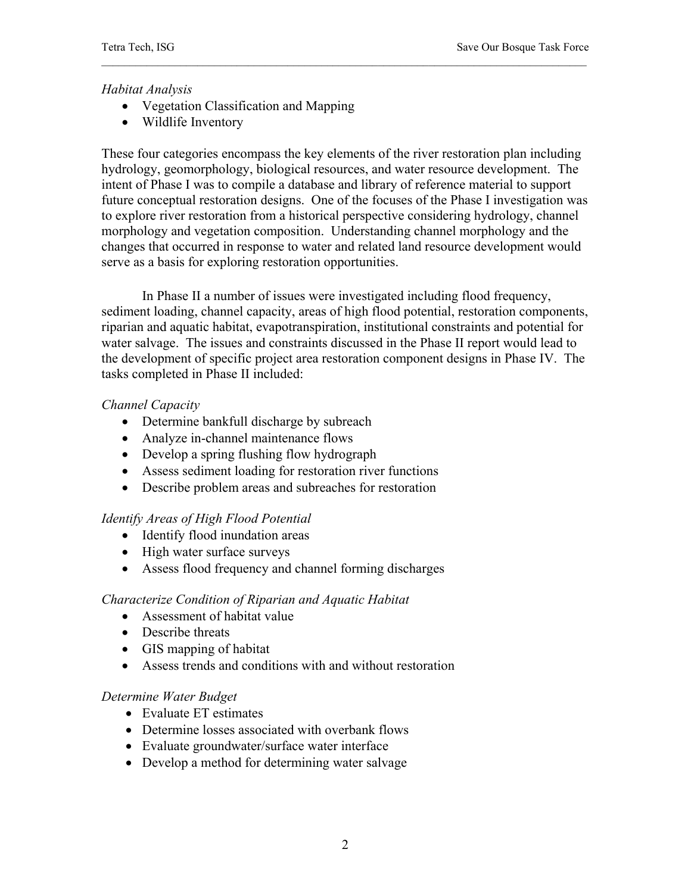*Habitat Analysis*

- Vegetation Classification and Mapping
- Wildlife Inventory

These four categories encompass the key elements of the river restoration plan including hydrology, geomorphology, biological resources, and water resource development. The intent of Phase I was to compile a database and library of reference material to support future conceptual restoration designs. One of the focuses of the Phase I investigation was to explore river restoration from a historical perspective considering hydrology, channel morphology and vegetation composition. Understanding channel morphology and the changes that occurred in response to water and related land resource development would serve as a basis for exploring restoration opportunities.

In Phase II a number of issues were investigated including flood frequency, sediment loading, channel capacity, areas of high flood potential, restoration components, riparian and aquatic habitat, evapotranspiration, institutional constraints and potential for water salvage. The issues and constraints discussed in the Phase II report would lead to the development of specific project area restoration component designs in Phase IV. The tasks completed in Phase II included:

*Channel Capacity*

- Determine bankfull discharge by subreach
- Analyze in-channel maintenance flows
- Develop a spring flushing flow hydrograph
- Assess sediment loading for restoration river functions
- Describe problem areas and subreaches for restoration

*Identify Areas of High Flood Potential*

- Identify flood inundation areas
- High water surface surveys
- Assess flood frequency and channel forming discharges

*Characterize Condition of Riparian and Aquatic Habitat*

- Assessment of habitat value
- Describe threats
- GIS mapping of habitat
- Assess trends and conditions with and without restoration

*Determine Water Budget*

- Evaluate ET estimates
- Determine losses associated with overbank flows
- Evaluate groundwater/surface water interface
- Develop a method for determining water salvage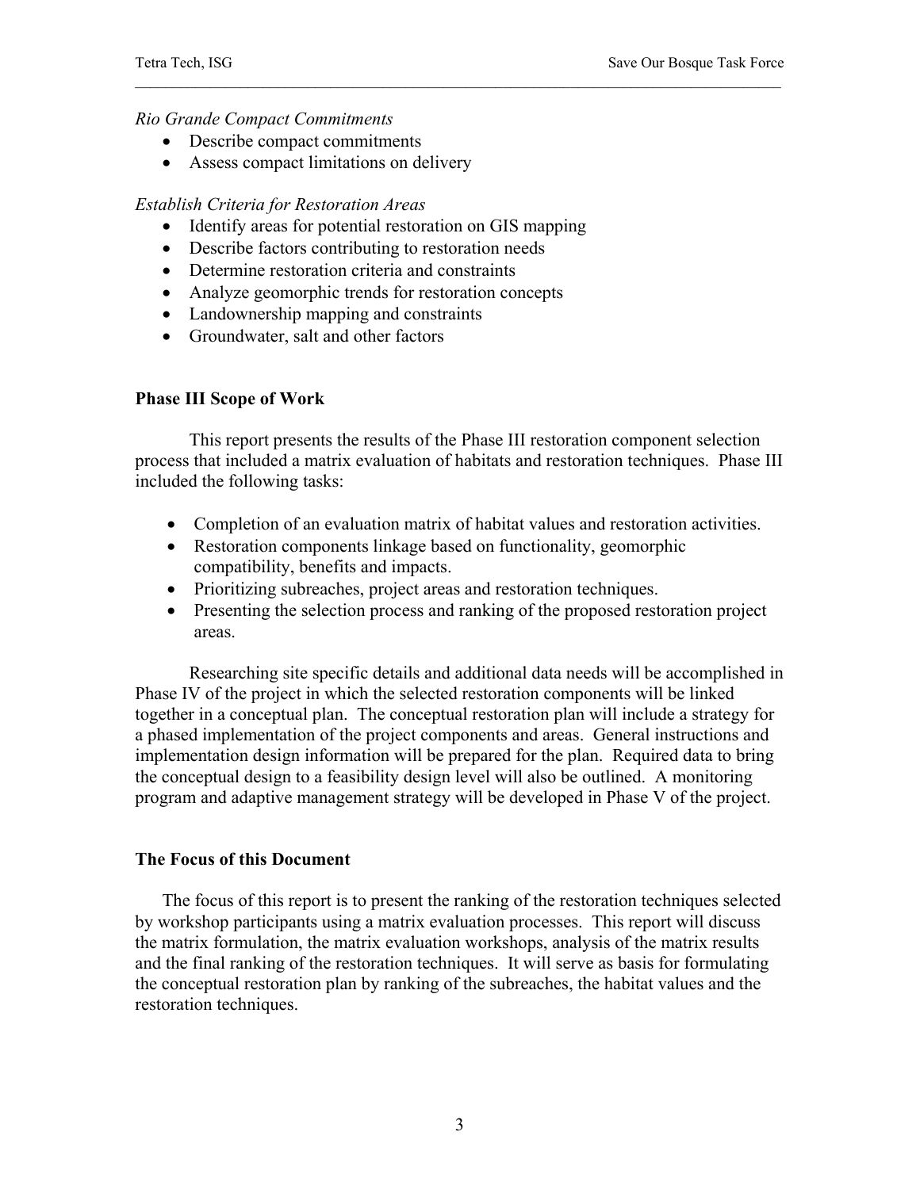*Rio Grande Compact Commitments*

- Describe compact commitments
- Assess compact limitations on delivery

*Establish Criteria for Restoration Areas*

- Identify areas for potential restoration on GIS mapping
- Describe factors contributing to restoration needs
- Determine restoration criteria and constraints
- Analyze geomorphic trends for restoration concepts
- Landownership mapping and constraints
- Groundwater, salt and other factors

**Phase III Scope of Work**

This report presents the results of the Phase III restoration component selection process that included a matrix evaluation of habitats and restoration techniques. Phase III included the following tasks:

- Completion of an evaluation matrix of habitat values and restoration activities.
- Restoration components linkage based on functionality, geomorphic compatibility, benefits and impacts.
- Prioritizing subreaches, project areas and restoration techniques.
- Presenting the selection process and ranking of the proposed restoration project areas.

Researching site specific details and additional data needs will be accomplished in Phase IV of the project in which the selected restoration components will be linked together in a conceptual plan. The conceptual restoration plan will include a strategy for a phased implementation of the project components and areas. General instructions and implementation design information will be prepared for the plan. Required data to bring the conceptual design to a feasibility design level will also be outlined. A monitoring program and adaptive management strategy will be developed in Phase V of the project.

**The Focus of this Document**

The focus of this report is to present the ranking of the restoration techniques selected by workshop participants using a matrix evaluation processes. This report will discuss the matrix formulation, the matrix evaluation workshops, analysis of the matrix results and the final ranking of the restoration techniques. It will serve as basis for formulating the conceptual restoration plan by ranking of the subreaches, the habitat values and the restoration techniques.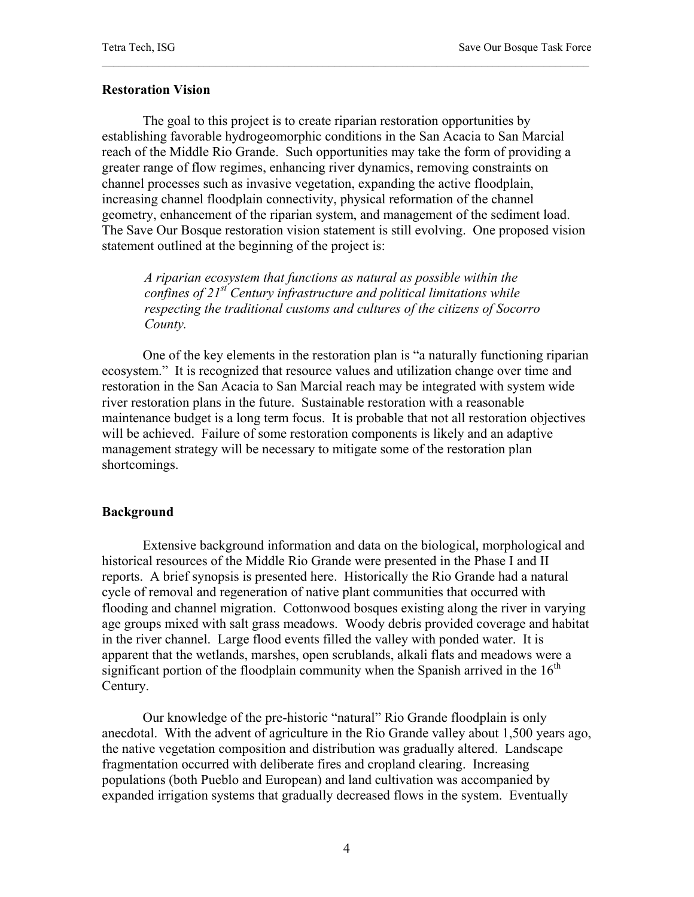## Restoration Vision

The goal to this project is to create riparian restoration opportunities by establishing favorable hydrogeomorphic conditions in the San Acacia to San Marcial reach of the Middle Rio Grande. Such opportunities may take the form of providing a greater range of flow regimes, enhancing river dynamics, removing constraints on channel processes such as invasive vegetation, expanding the active floodplain, increasing channel floodplain connectivity, physical reformation of the channel geometry, enhancement of the riparian system, and management of the sediment load. The Save Our Bosque restoration vision statement is still evolving. One proposed vision statement outlined at the beginning of the project is:

> *A riparian ecosystem that functions as natural as possible within the confines of 21st Century infrastructure and political limitations while respecting the traditional customs and cultures of the citizens of Socorro County.*

One of the key elements in the restoration plan is "a naturally functioning riparian ecosystem." It is recognized that resource values and utilization change over time and restoration in the San Acacia to San Marcial reach may be integrated with system wide river restoration plans in the future. Sustainable restoration with a reasonable maintenance budget is a long term focus. It is probable that not all restoration objectives will be achieved. Failure of some restoration components is likely and an adaptive management strategy will be necessary to mitigate some of the restoration plan shortcomings.

## Background

Extensive background information and data on the biological, morphological and historical resources of the Middle Rio Grande were presented in the Phase I and II reports. A brief synopsis is presented here. Historically the Rio Grande had a natural cycle of removal and regeneration of native plant communities that occurred with flooding and channel migration. Cottonwood bosques existing along the river in varying age groups mixed with salt grass meadows. Woody debris provided coverage and habitat in the river channel. Large flood events filled the valley with ponded water. It is apparent that the wetlands, marshes, open scrublands, alkali flats and meadows were a significant portion of the floodplain community when the Spanish arrived in the 16th Century.

Our knowledge of the pre-historic "natural" Rio Grande floodplain is only anecdotal. With the advent of agriculture in the Rio Grande valley about 1,500 years ago, the native vegetation composition and distribution was gradually altered. Landscape fragmentation occurred with deliberate fires and cropland clearing. Increasing populations (both Pueblo and European) and land cultivation was accompanied by expanded irrigation systems that gradually decreased flows in the system. Eventually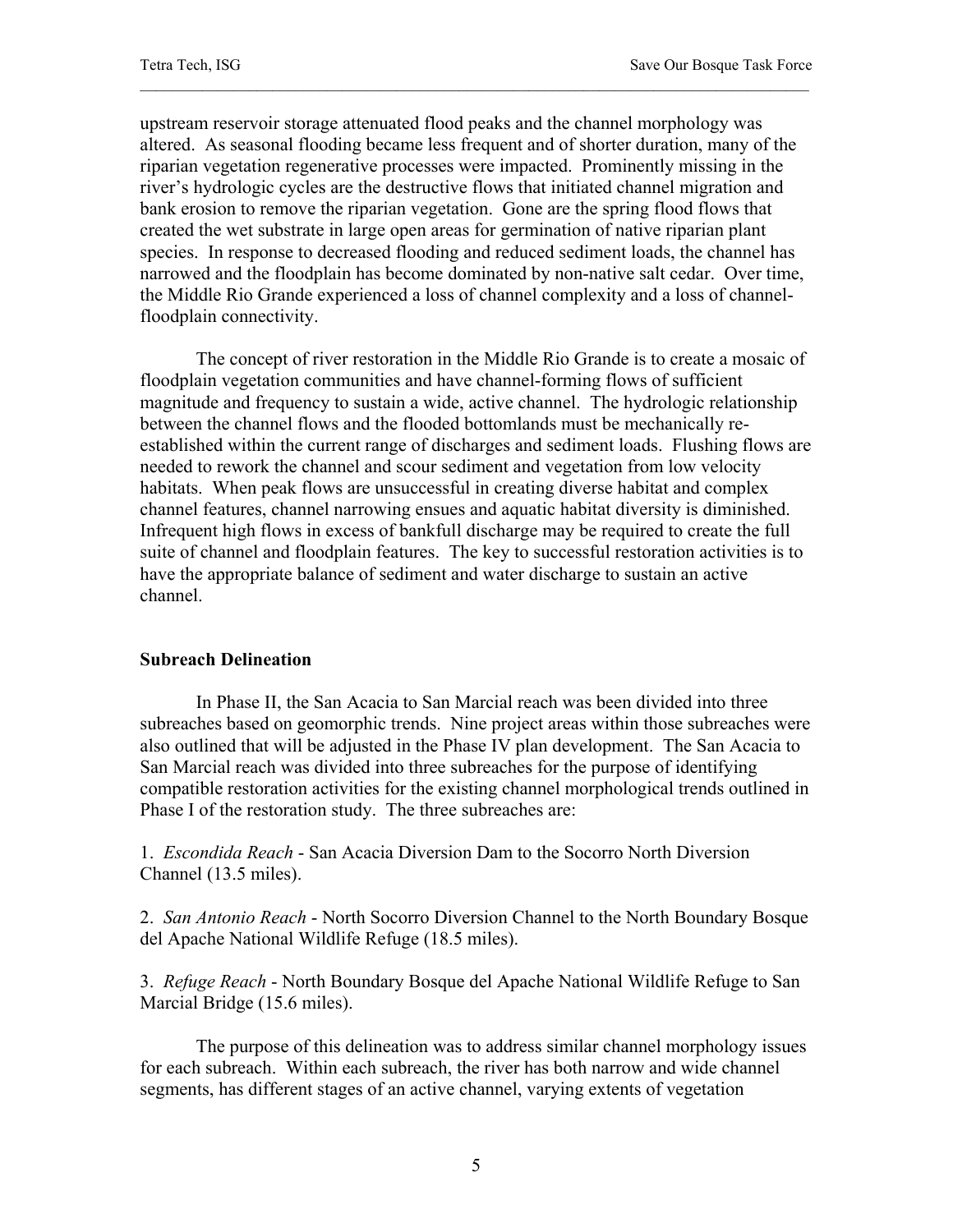upstream reservoir storage attenuated flood peaks and the channel morphology was altered. As seasonal flooding became less frequent and of shorter duration, many of the riparian vegetation regenerative processes were impacted. Prominently missing in the river's hydrologic cycles are the destructive flows that initiated channel migration and bank erosion to remove the riparian vegetation. Gone are the spring flood flows that created the wet substrate in large open areas for germination of native riparian plant species. In response to decreased flooding and reduced sediment loads, the channel has narrowed and the floodplain has become dominated by non-native salt cedar. Over time, the Middle Rio Grande experienced a loss of channel complexity and a loss of channel-floodplain connectivity.

The concept of river restoration in the Middle Rio Grande is to create a mosaic of floodplain vegetation communities and have channel-forming flows of sufficient magnitude and frequency to sustain a wide, active channel. The hydrologic relationship between the channel flows and the flooded bottomlands must be mechanically re-established within the current range of discharges and sediment loads. Flushing flows are needed to rework the channel and scour sediment and vegetation from low velocity habitats. When peak flows are unsuccessful in creating diverse habitat and complex channel features, channel narrowing ensues and aquatic habitat diversity is diminished. Infrequent high flows in excess of bankfull discharge may be required to create the full suite of channel and floodplain features. The key to successful restoration activities is to have the appropriate balance of sediment and water discharge to sustain an active channel.

**Subreach Delineation**

In Phase II, the San Acacia to San Marcial reach was been divided into three subreaches based on geomorphic trends. Nine project areas within those subreaches were also outlined that will be adjusted in the Phase IV plan development. The San Acacia to San Marcial reach was divided into three subreaches for the purpose of identifying compatible restoration activities for the existing channel morphological trends outlined in Phase I of the restoration study. The three subreaches are:

1. *Escondida Reach* - San Acacia Diversion Dam to the Socorro North Diversion Channel (13.5 miles).

2. *San Antonio Reach* - North Socorro Diversion Channel to the North Boundary Bosque del Apache National Wildlife Refuge (18.5 miles).

3. *Refuge Reach* - North Boundary Bosque del Apache National Wildlife Refuge to San Marcial Bridge (15.6 miles).

The purpose of this delineation was to address similar channel morphology issues for each subreach. Within each subreach, the river has both narrow and wide channel segments, has different stages of an active channel, varying extents of vegetation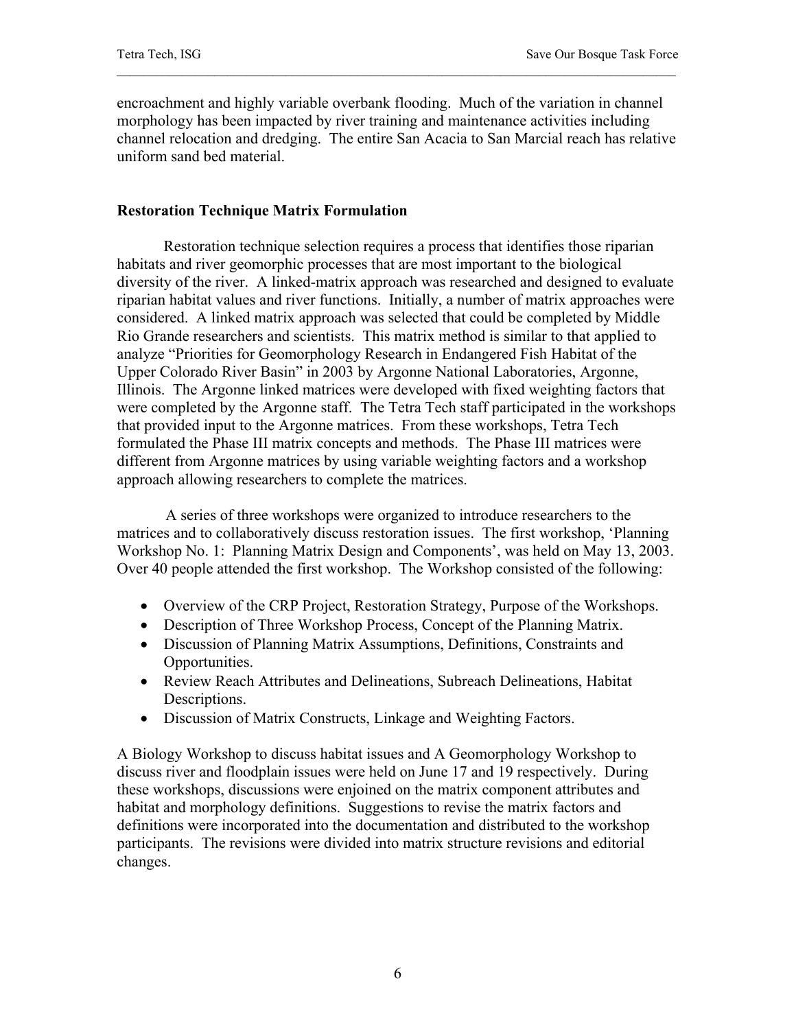encroachment and highly variable overbank flooding. Much of the variation in channel morphology has been impacted by river training and maintenance activities including channel relocation and dredging. The entire San Acacia to San Marcial reach has relative uniform sand bed material.

**Restoration Technique Matrix Formulation**

Restoration technique selection requires a process that identifies those riparian habitats and river geomorphic processes that are most important to the biological diversity of the river. A linked-matrix approach was researched and designed to evaluate riparian habitat values and river functions. Initially, a number of matrix approaches were considered. A linked matrix approach was selected that could be completed by Middle Rio Grande researchers and scientists. This matrix method is similar to that applied to analyze "Priorities for Geomorphology Research in Endangered Fish Habitat of the Upper Colorado River Basin" in 2003 by Argonne National Laboratories, Argonne, Illinois. The Argonne linked matrices were developed with fixed weighting factors that were completed by the Argonne staff. The Tetra Tech staff participated in the workshops that provided input to the Argonne matrices. From these workshops, Tetra Tech formulated the Phase III matrix concepts and methods. The Phase III matrices were different from Argonne matrices by using variable weighting factors and a workshop approach allowing researchers to complete the matrices.

A series of three workshops were organized to introduce researchers to the matrices and to collaboratively discuss restoration issues. The first workshop, 'Planning Workshop No. 1: Planning Matrix Design and Components', was held on May 13, 2003. Over 40 people attended the first workshop. The Workshop consisted of the following:

- Overview of the CRP Project, Restoration Strategy, Purpose of the Workshops.
- Description of Three Workshop Process, Concept of the Planning Matrix.
- Discussion of Planning Matrix Assumptions, Definitions, Constraints and Opportunities.
- Review Reach Attributes and Delineations, Subreach Delineations, Habitat Descriptions.
- Discussion of Matrix Constructs, Linkage and Weighting Factors.

A Biology Workshop to discuss habitat issues and A Geomorphology Workshop to discuss river and floodplain issues were held on June 17 and 19 respectively. During these workshops, discussions were enjoined on the matrix component attributes and habitat and morphology definitions. Suggestions to revise the matrix factors and definitions were incorporated into the documentation and distributed to the workshop participants. The revisions were divided into matrix structure revisions and editorial changes.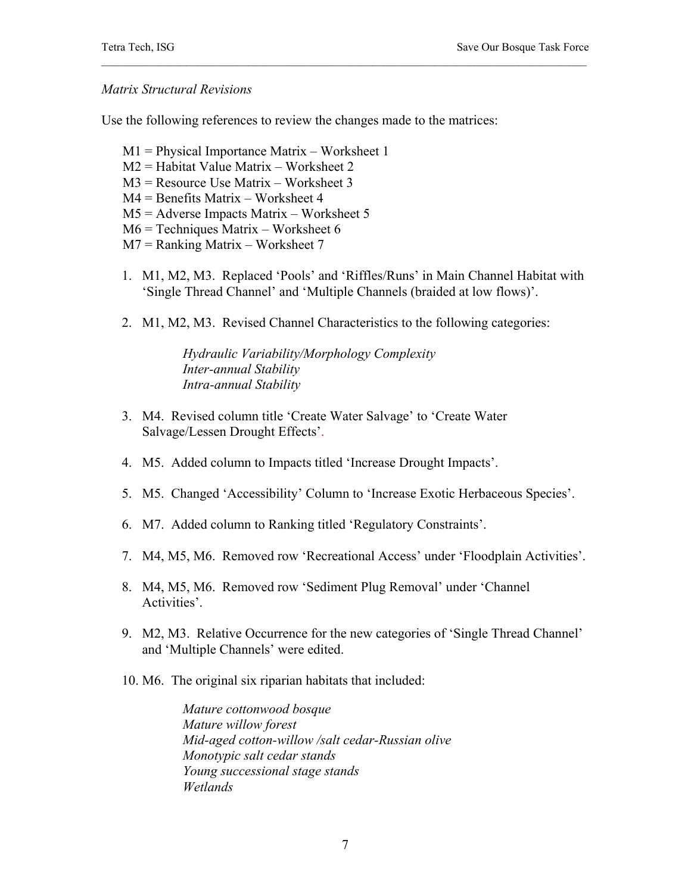*Matrix Structural Revisions*

Use the following references to review the changes made to the matrices:

M1 = Physical Importance Matrix – Worksheet 1
M2 = Habitat Value Matrix – Worksheet 2
M3 = Resource Use Matrix – Worksheet 3
M4 = Benefits Matrix – Worksheet 4
M5 = Adverse Impacts Matrix – Worksheet 5
M6 = Techniques Matrix – Worksheet 6
M7 = Ranking Matrix – Worksheet 7

1. M1, M2, M3. Replaced 'Pools' and 'Riffles/Runs' in Main Channel Habitat with 'Single Thread Channel' and 'Multiple Channels (braided at low flows)'.

2. M1, M2, M3. Revised Channel Characteristics to the following categories:

   *Hydraulic Variability/Morphology Complexity*
   *Inter-annual Stability*
   *Intra-annual Stability*

3. M4. Revised column title 'Create Water Salvage' to 'Create Water Salvage/Lessen Drought Effects'.

4. M5. Added column to Impacts titled 'Increase Drought Impacts'.

5. M5. Changed 'Accessibility' Column to 'Increase Exotic Herbaceous Species'.

6. M7. Added column to Ranking titled 'Regulatory Constraints'.

7. M4, M5, M6. Removed row 'Recreational Access' under 'Floodplain Activities'.

8. M4, M5, M6. Removed row 'Sediment Plug Removal' under 'Channel Activities'.

9. M2, M3. Relative Occurrence for the new categories of 'Single Thread Channel' and 'Multiple Channels' were edited.

10. M6. The original six riparian habitats that included:

    *Mature cottonwood bosque*
    *Mature willow forest*
    *Mid-aged cotton-willow /salt cedar-Russian olive*
    *Monotypic salt cedar stands*
    *Young successional stage stands*
    *Wetlands*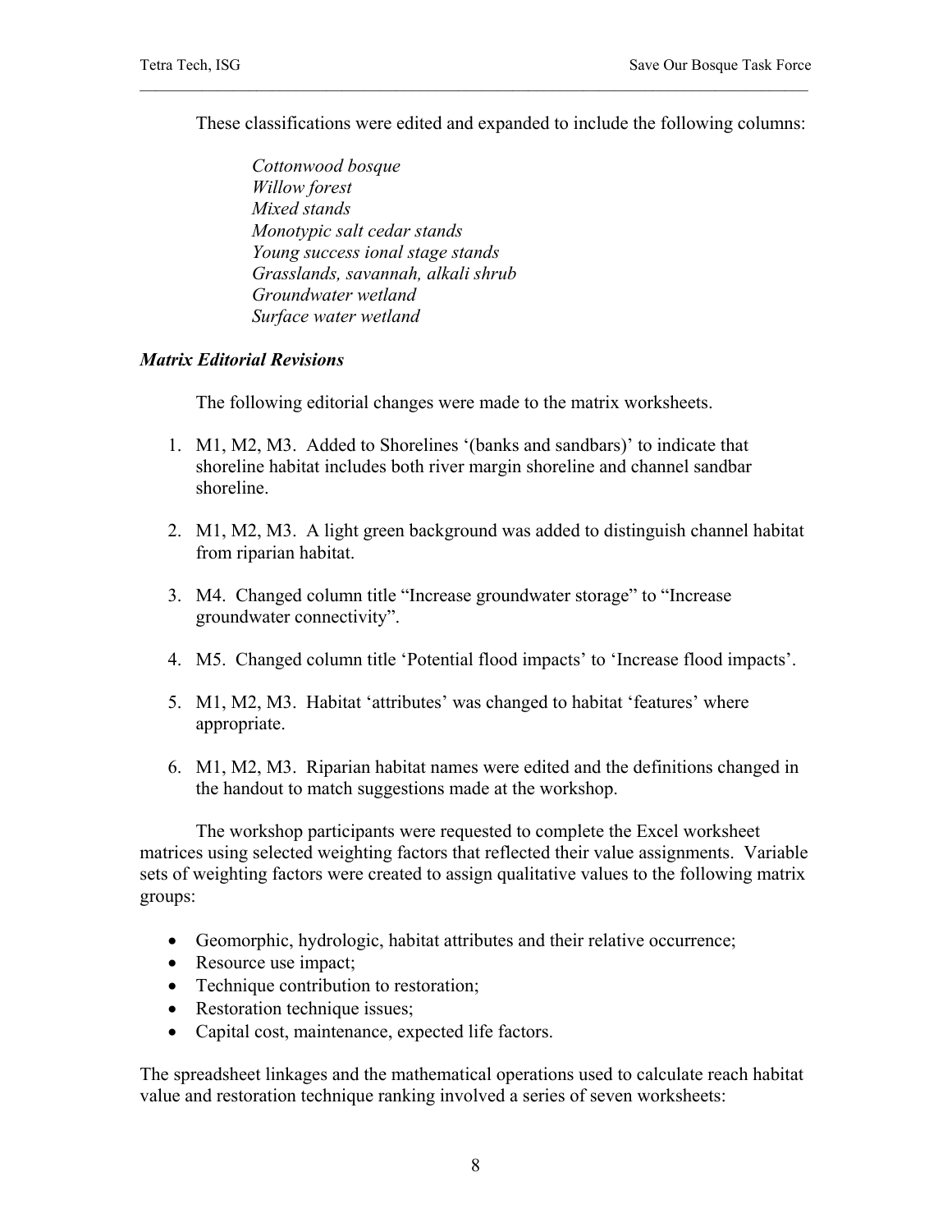These classifications were edited and expanded to include the following columns:

*Cottonwood bosque*
*Willow forest*
*Mixed stands*
*Monotypic salt cedar stands*
*Young success ional stage stands*
*Grasslands, savannah, alkali shrub*
*Groundwater wetland*
*Surface water wetland*

***Matrix Editorial Revisions***

The following editorial changes were made to the matrix worksheets.

1. M1, M2, M3. Added to Shorelines '(banks and sandbars)' to indicate that shoreline habitat includes both river margin shoreline and channel sandbar shoreline.

2. M1, M2, M3. A light green background was added to distinguish channel habitat from riparian habitat.

3. M4. Changed column title "Increase groundwater storage" to "Increase groundwater connectivity".

4. M5. Changed column title 'Potential flood impacts' to 'Increase flood impacts'.

5. M1, M2, M3. Habitat 'attributes' was changed to habitat 'features' where appropriate.

6. M1, M2, M3. Riparian habitat names were edited and the definitions changed in the handout to match suggestions made at the workshop.

The workshop participants were requested to complete the Excel worksheet matrices using selected weighting factors that reflected their value assignments. Variable sets of weighting factors were created to assign qualitative values to the following matrix groups:

- Geomorphic, hydrologic, habitat attributes and their relative occurrence;
- Resource use impact;
- Technique contribution to restoration;
- Restoration technique issues;
- Capital cost, maintenance, expected life factors.

The spreadsheet linkages and the mathematical operations used to calculate reach habitat value and restoration technique ranking involved a series of seven worksheets: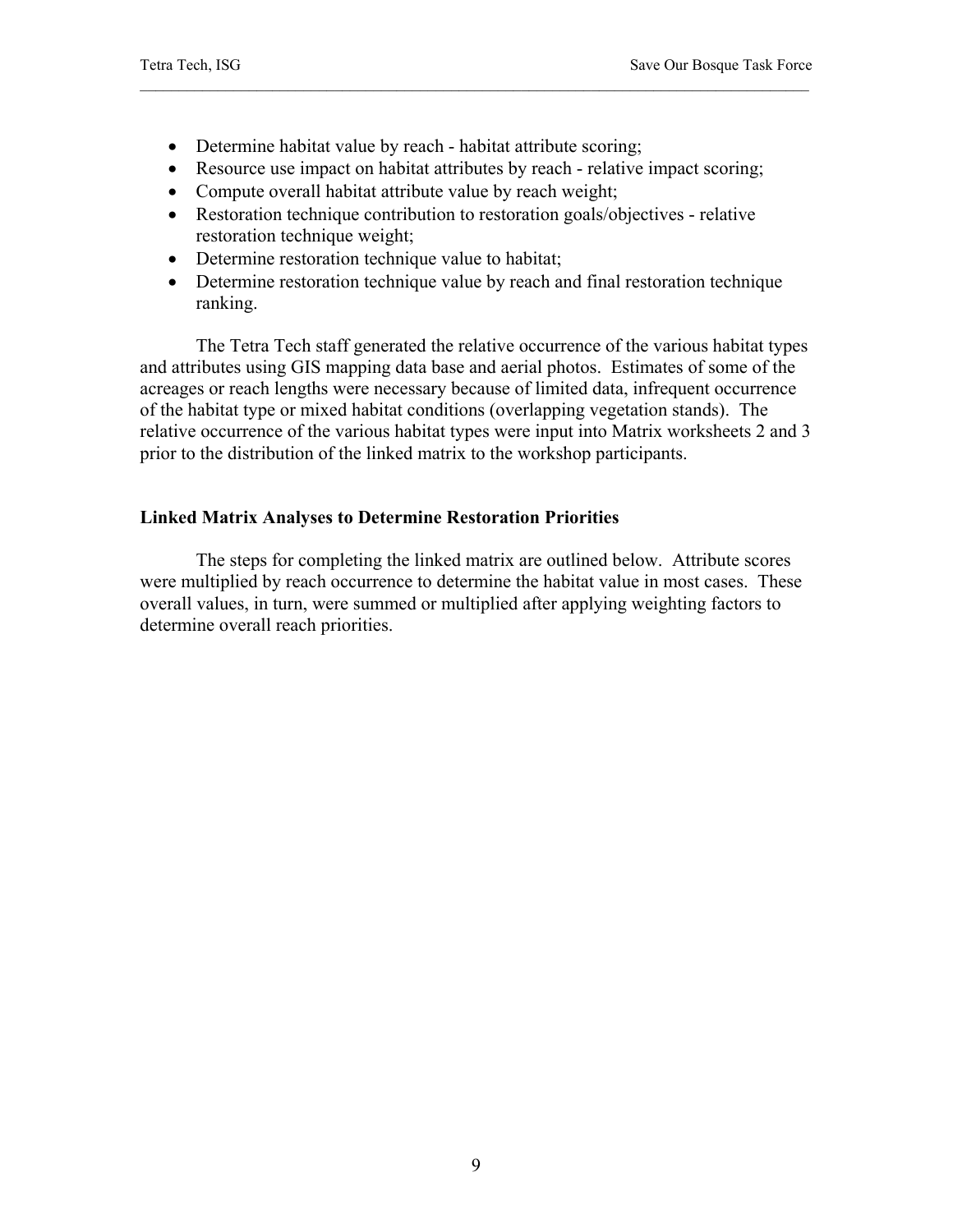- Determine habitat value by reach - habitat attribute scoring;
- Resource use impact on habitat attributes by reach - relative impact scoring;
- Compute overall habitat attribute value by reach weight;
- Restoration technique contribution to restoration goals/objectives - relative restoration technique weight;
- Determine restoration technique value to habitat;
- Determine restoration technique value by reach and final restoration technique ranking.

The Tetra Tech staff generated the relative occurrence of the various habitat types and attributes using GIS mapping data base and aerial photos. Estimates of some of the acreages or reach lengths were necessary because of limited data, infrequent occurrence of the habitat type or mixed habitat conditions (overlapping vegetation stands). The relative occurrence of the various habitat types were input into Matrix worksheets 2 and 3 prior to the distribution of the linked matrix to the workshop participants.

### Linked Matrix Analyses to Determine Restoration Priorities

The steps for completing the linked matrix are outlined below. Attribute scores were multiplied by reach occurrence to determine the habitat value in most cases. These overall values, in turn, were summed or multiplied after applying weighting factors to determine overall reach priorities.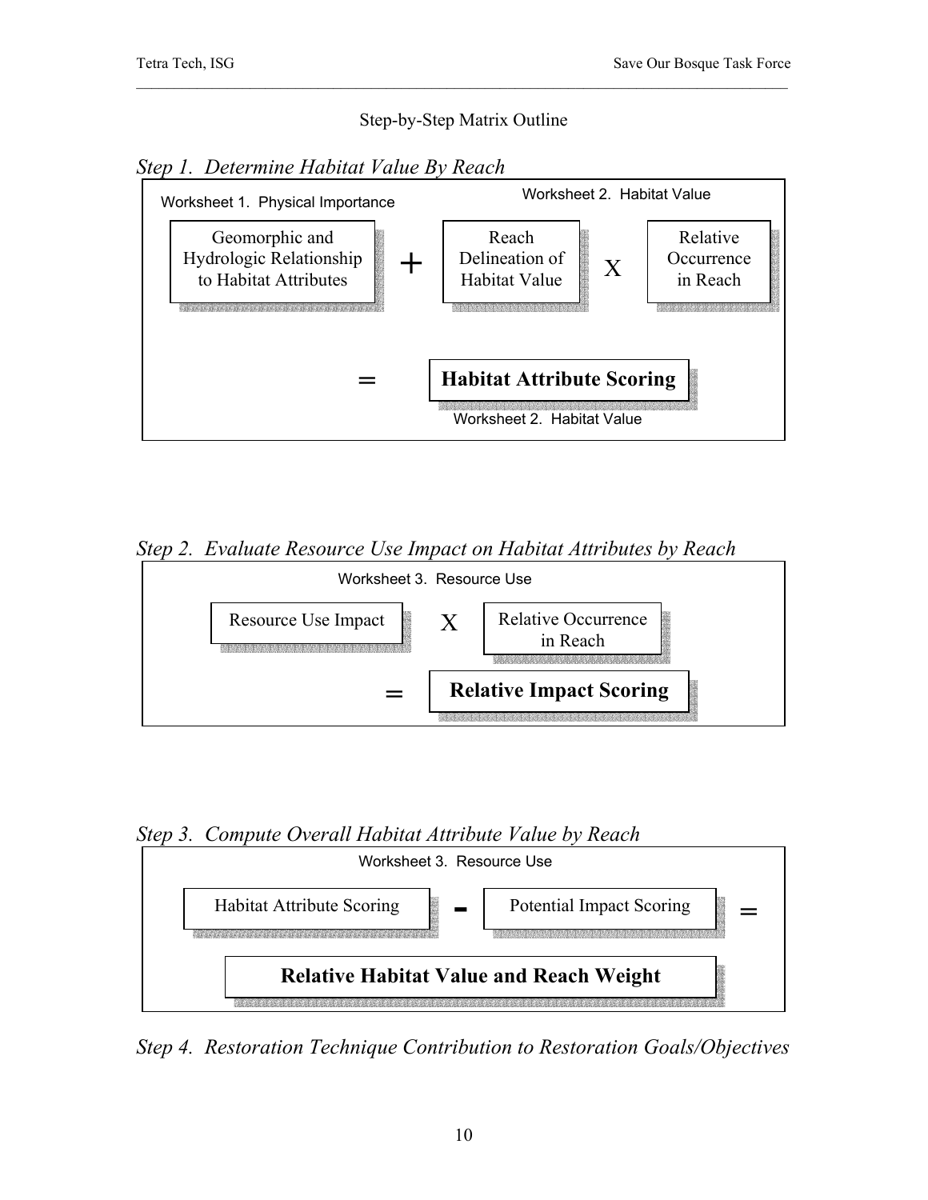Step-by-Step Matrix Outline

*Step 1. Determine Habitat Value By Reach*

Worksheet 1. Physical Importance

Worksheet 2. Habitat Value

Geomorphic and Hydrologic Relationship to Habitat Attributes + Reach Delineation of Habitat Value X Relative Occurrence in Reach

= **Habitat Attribute Scoring**

Worksheet 2. Habitat Value

*Step 2. Evaluate Resource Use Impact on Habitat Attributes by Reach*

Worksheet 3. Resource Use

Resource Use Impact X Relative Occurrence in Reach

= **Relative Impact Scoring**

*Step 3. Compute Overall Habitat Attribute Value by Reach*

Worksheet 3. Resource Use

Habitat Attribute Scoring - Potential Impact Scoring =

**Relative Habitat Value and Reach Weight**

*Step 4. Restoration Technique Contribution to Restoration Goals/Objectives*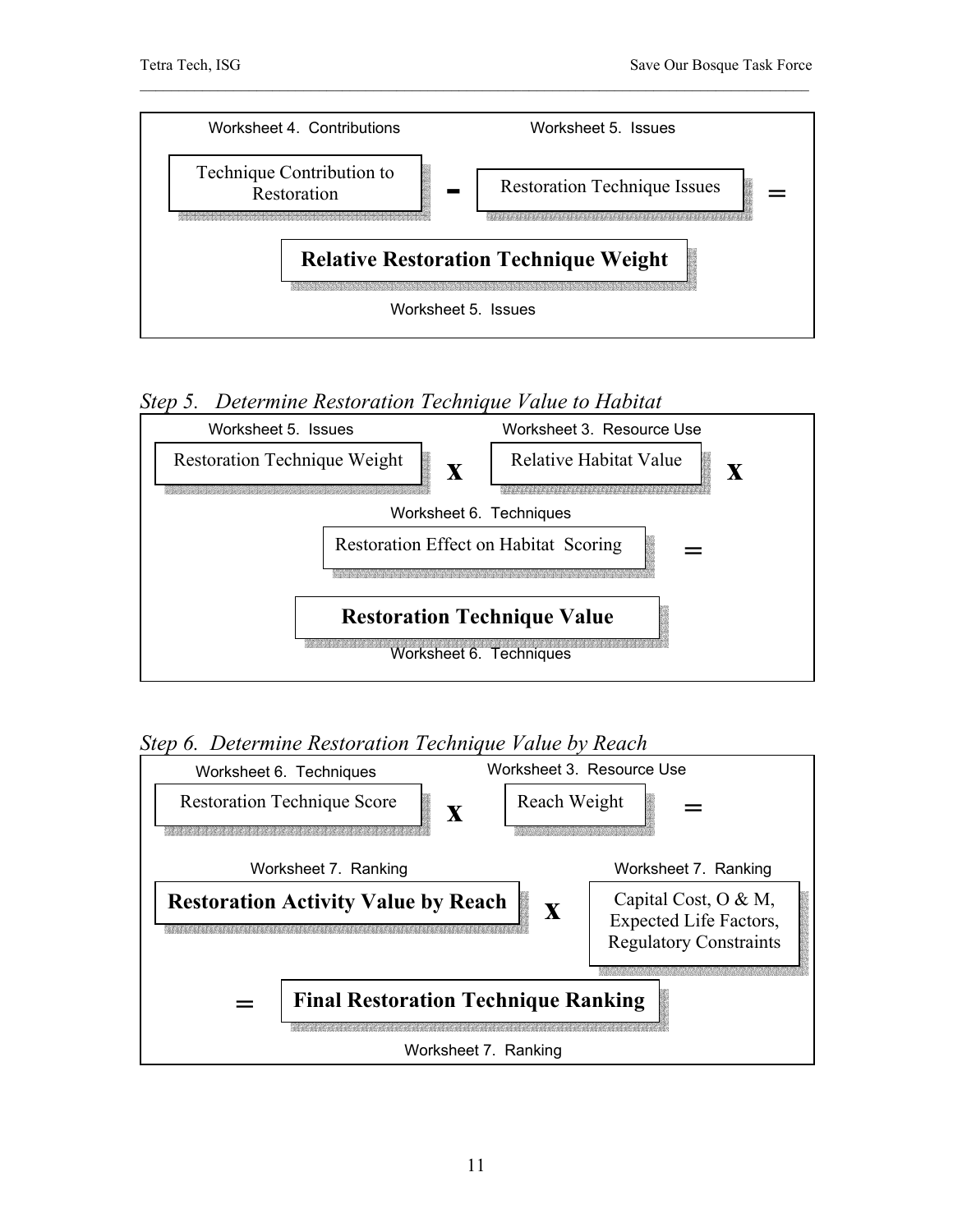Worksheet 4. Contributions

Worksheet 5. Issues

Technique Contribution to Restoration **-** Restoration Technique Issues **=**

**Relative Restoration Technique Weight**

Worksheet 5. Issues

*Step 5. Determine Restoration Technique Value to Habitat*

Worksheet 5. Issues

Worksheet 3. Resource Use

Restoration Technique Weight **x** Relative Habitat Value **x**

Worksheet 6. Techniques

Restoration Effect on Habitat Scoring **=**

**Restoration Technique Value**

Worksheet 6. Techniques

*Step 6. Determine Restoration Technique Value by Reach*

Worksheet 6. Techniques

Worksheet 3. Resource Use

Restoration Technique Score **x** Reach Weight **=**

Worksheet 7. Ranking

Worksheet 7. Ranking

**Restoration Activity Value by Reach** **x** Capital Cost, O & M, Expected Life Factors, Regulatory Constraints

**=** **Final Restoration Technique Ranking**

Worksheet 7. Ranking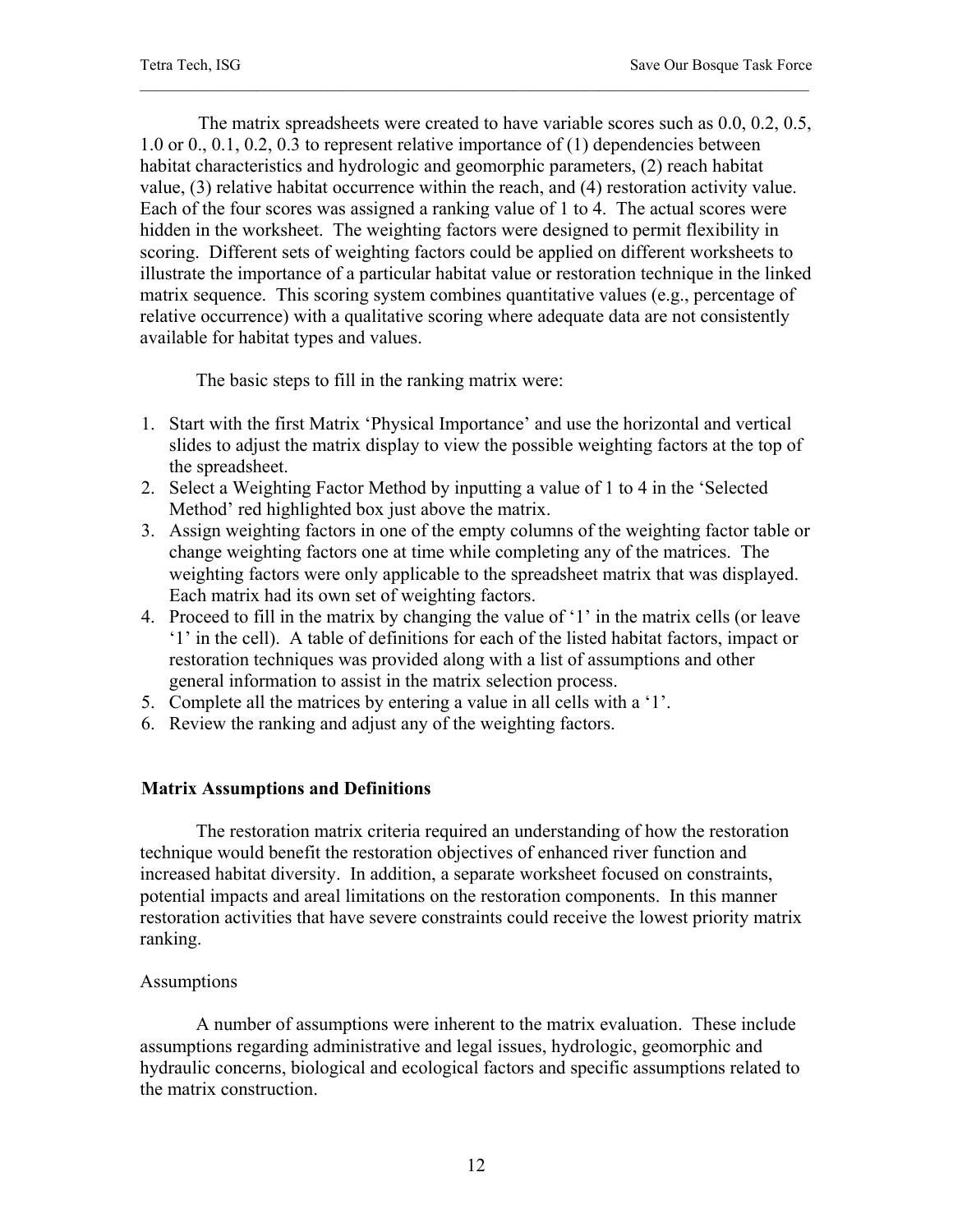The matrix spreadsheets were created to have variable scores such as 0.0, 0.2, 0.5, 1.0 or 0., 0.1, 0.2, 0.3 to represent relative importance of (1) dependencies between habitat characteristics and hydrologic and geomorphic parameters, (2) reach habitat value, (3) relative habitat occurrence within the reach, and (4) restoration activity value. Each of the four scores was assigned a ranking value of 1 to 4. The actual scores were hidden in the worksheet. The weighting factors were designed to permit flexibility in scoring. Different sets of weighting factors could be applied on different worksheets to illustrate the importance of a particular habitat value or restoration technique in the linked matrix sequence. This scoring system combines quantitative values (e.g., percentage of relative occurrence) with a qualitative scoring where adequate data are not consistently available for habitat types and values.

The basic steps to fill in the ranking matrix were:

1. Start with the first Matrix 'Physical Importance' and use the horizontal and vertical slides to adjust the matrix display to view the possible weighting factors at the top of the spreadsheet.
2. Select a Weighting Factor Method by inputting a value of 1 to 4 in the 'Selected Method' red highlighted box just above the matrix.
3. Assign weighting factors in one of the empty columns of the weighting factor table or change weighting factors one at time while completing any of the matrices. The weighting factors were only applicable to the spreadsheet matrix that was displayed. Each matrix had its own set of weighting factors.
4. Proceed to fill in the matrix by changing the value of '1' in the matrix cells (or leave '1' in the cell). A table of definitions for each of the listed habitat factors, impact or restoration techniques was provided along with a list of assumptions and other general information to assist in the matrix selection process.
5. Complete all the matrices by entering a value in all cells with a '1'.
6. Review the ranking and adjust any of the weighting factors.

## Matrix Assumptions and Definitions

The restoration matrix criteria required an understanding of how the restoration technique would benefit the restoration objectives of enhanced river function and increased habitat diversity. In addition, a separate worksheet focused on constraints, potential impacts and areal limitations on the restoration components. In this manner restoration activities that have severe constraints could receive the lowest priority matrix ranking.

### Assumptions

A number of assumptions were inherent to the matrix evaluation. These include assumptions regarding administrative and legal issues, hydrologic, geomorphic and hydraulic concerns, biological and ecological factors and specific assumptions related to the matrix construction.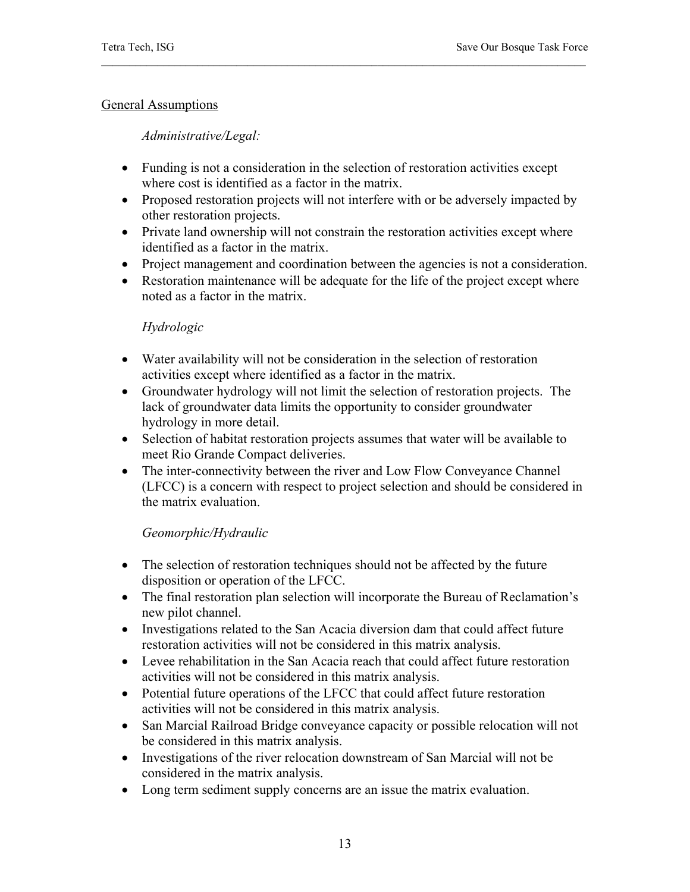General Assumptions

*Administrative/Legal:*

- Funding is not a consideration in the selection of restoration activities except where cost is identified as a factor in the matrix.
- Proposed restoration projects will not interfere with or be adversely impacted by other restoration projects.
- Private land ownership will not constrain the restoration activities except where identified as a factor in the matrix.
- Project management and coordination between the agencies is not a consideration.
- Restoration maintenance will be adequate for the life of the project except where noted as a factor in the matrix.

*Hydrologic*

- Water availability will not be consideration in the selection of restoration activities except where identified as a factor in the matrix.
- Groundwater hydrology will not limit the selection of restoration projects. The lack of groundwater data limits the opportunity to consider groundwater hydrology in more detail.
- Selection of habitat restoration projects assumes that water will be available to meet Rio Grande Compact deliveries.
- The inter-connectivity between the river and Low Flow Conveyance Channel (LFCC) is a concern with respect to project selection and should be considered in the matrix evaluation.

*Geomorphic/Hydraulic*

- The selection of restoration techniques should not be affected by the future disposition or operation of the LFCC.
- The final restoration plan selection will incorporate the Bureau of Reclamation's new pilot channel.
- Investigations related to the San Acacia diversion dam that could affect future restoration activities will not be considered in this matrix analysis.
- Levee rehabilitation in the San Acacia reach that could affect future restoration activities will not be considered in this matrix analysis.
- Potential future operations of the LFCC that could affect future restoration activities will not be considered in this matrix analysis.
- San Marcial Railroad Bridge conveyance capacity or possible relocation will not be considered in this matrix analysis.
- Investigations of the river relocation downstream of San Marcial will not be considered in the matrix analysis.
- Long term sediment supply concerns are an issue the matrix evaluation.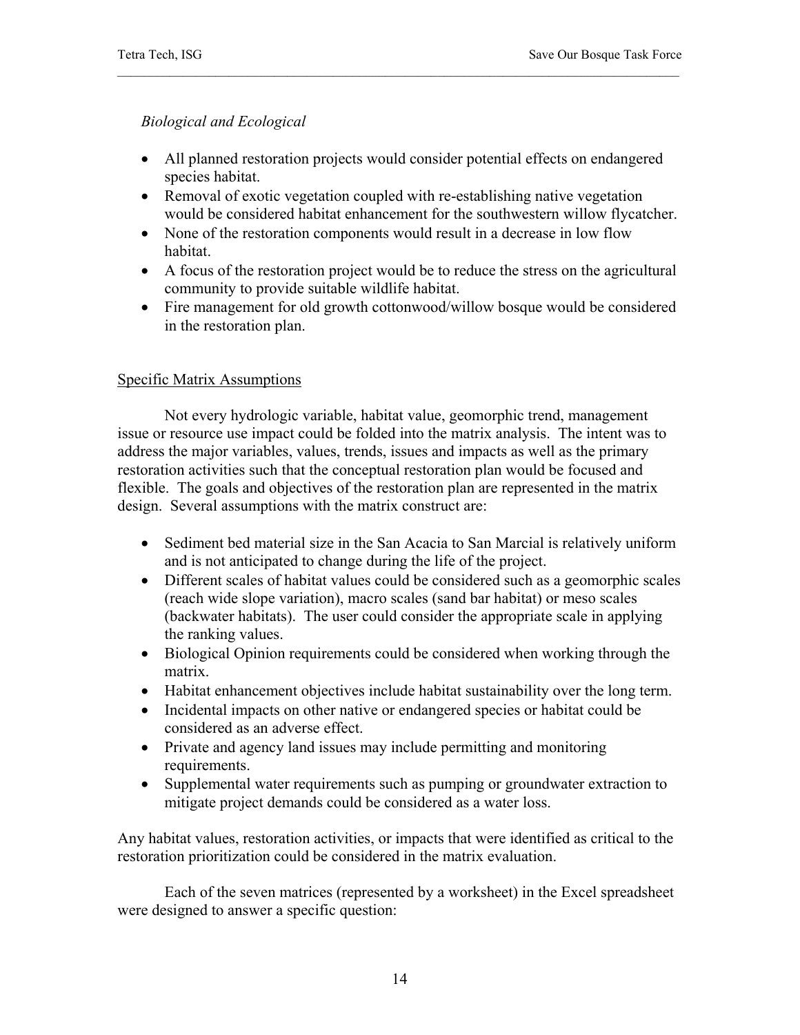*Biological and Ecological*

- All planned restoration projects would consider potential effects on endangered species habitat.
- Removal of exotic vegetation coupled with re-establishing native vegetation would be considered habitat enhancement for the southwestern willow flycatcher.
- None of the restoration components would result in a decrease in low flow habitat.
- A focus of the restoration project would be to reduce the stress on the agricultural community to provide suitable wildlife habitat.
- Fire management for old growth cottonwood/willow bosque would be considered in the restoration plan.

Specific Matrix Assumptions

Not every hydrologic variable, habitat value, geomorphic trend, management issue or resource use impact could be folded into the matrix analysis. The intent was to address the major variables, values, trends, issues and impacts as well as the primary restoration activities such that the conceptual restoration plan would be focused and flexible. The goals and objectives of the restoration plan are represented in the matrix design. Several assumptions with the matrix construct are:

- Sediment bed material size in the San Acacia to San Marcial is relatively uniform and is not anticipated to change during the life of the project.
- Different scales of habitat values could be considered such as a geomorphic scales (reach wide slope variation), macro scales (sand bar habitat) or meso scales (backwater habitats). The user could consider the appropriate scale in applying the ranking values.
- Biological Opinion requirements could be considered when working through the matrix.
- Habitat enhancement objectives include habitat sustainability over the long term.
- Incidental impacts on other native or endangered species or habitat could be considered as an adverse effect.
- Private and agency land issues may include permitting and monitoring requirements.
- Supplemental water requirements such as pumping or groundwater extraction to mitigate project demands could be considered as a water loss.

Any habitat values, restoration activities, or impacts that were identified as critical to the restoration prioritization could be considered in the matrix evaluation.

Each of the seven matrices (represented by a worksheet) in the Excel spreadsheet were designed to answer a specific question: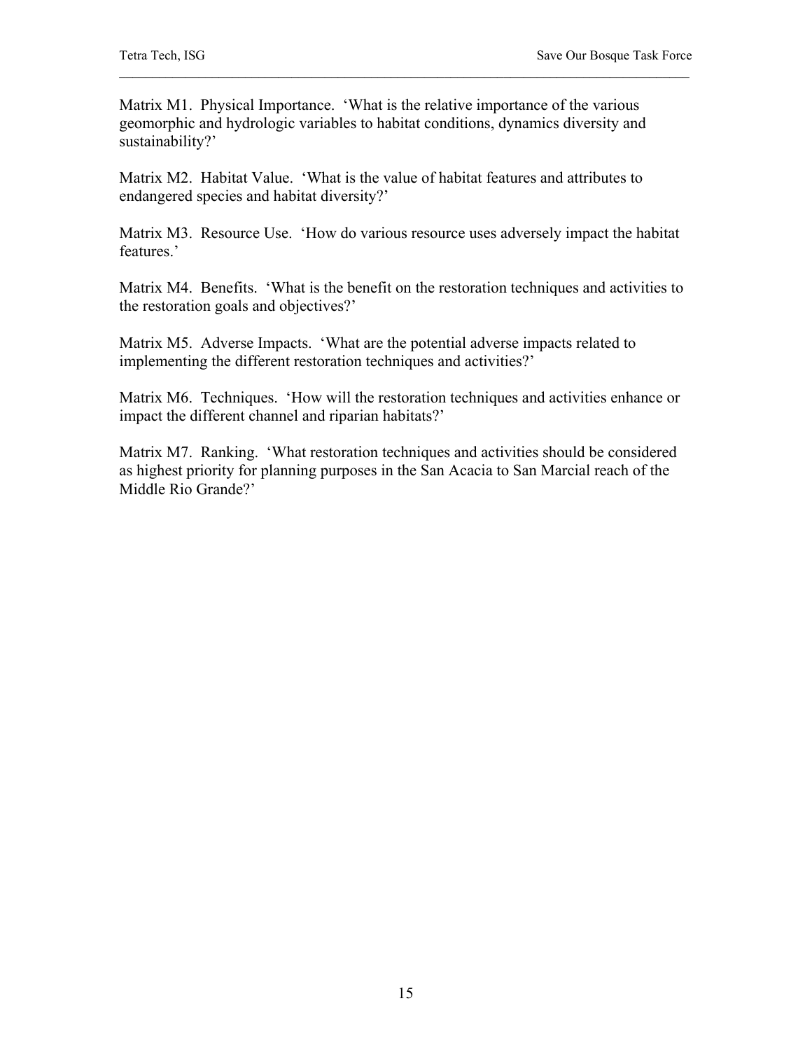Matrix M1. Physical Importance. 'What is the relative importance of the various geomorphic and hydrologic variables to habitat conditions, dynamics diversity and sustainability?'

Matrix M2. Habitat Value. 'What is the value of habitat features and attributes to endangered species and habitat diversity?'

Matrix M3. Resource Use. 'How do various resource uses adversely impact the habitat features.'

Matrix M4. Benefits. 'What is the benefit on the restoration techniques and activities to the restoration goals and objectives?'

Matrix M5. Adverse Impacts. 'What are the potential adverse impacts related to implementing the different restoration techniques and activities?'

Matrix M6. Techniques. 'How will the restoration techniques and activities enhance or impact the different channel and riparian habitats?'

Matrix M7. Ranking. 'What restoration techniques and activities should be considered as highest priority for planning purposes in the San Acacia to San Marcial reach of the Middle Rio Grande?'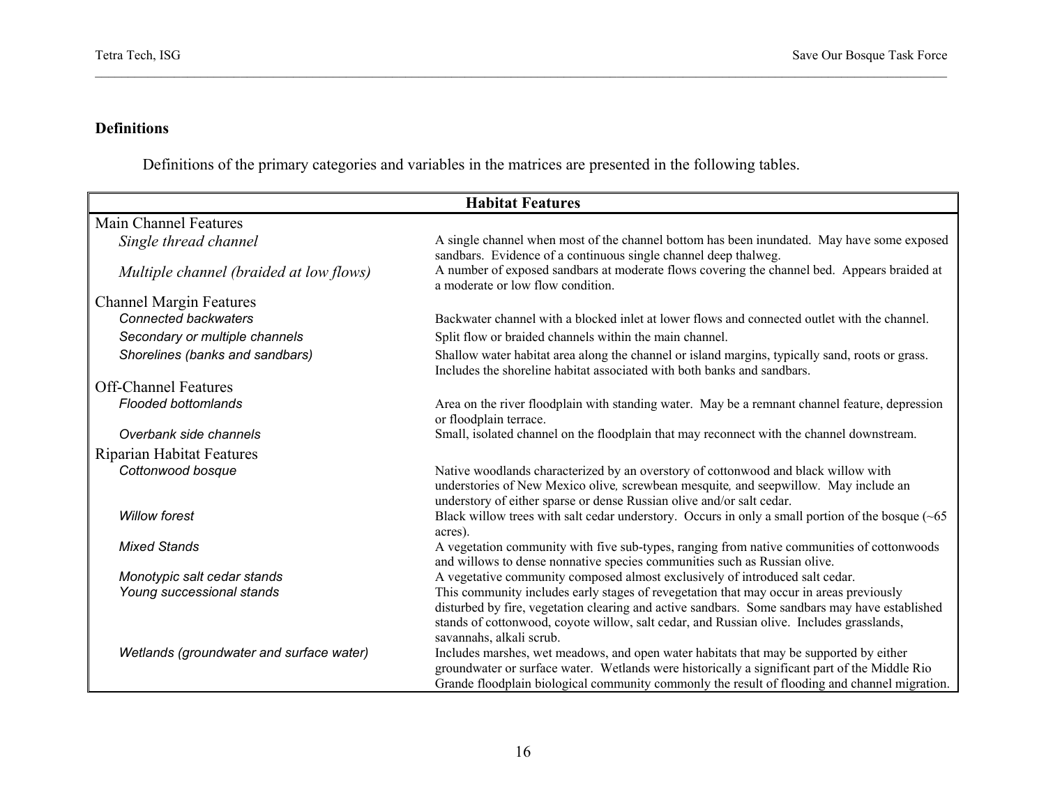### Definitions

Definitions of the primary categories and variables in the matrices are presented in the following tables.

| Habitat Features | |
|---|---|
| **Main Channel Features** | |
| *Single thread channel* | A single channel when most of the channel bottom has been inundated. May have some exposed sandbars. Evidence of a continuous single channel deep thalweg. |
| *Multiple channel (braided at low flows)* | A number of exposed sandbars at moderate flows covering the channel bed. Appears braided at a moderate or low flow condition. |
| **Channel Margin Features** | |
| *Connected backwaters* | Backwater channel with a blocked inlet at lower flows and connected outlet with the channel. |
| *Secondary or multiple channels* | Split flow or braided channels within the main channel. |
| *Shorelines (banks and sandbars)* | Shallow water habitat area along the channel or island margins, typically sand, roots or grass. Includes the shoreline habitat associated with both banks and sandbars. |
| **Off-Channel Features** | |
| *Flooded bottomlands* | Area on the river floodplain with standing water. May be a remnant channel feature, depression or floodplain terrace. |
| *Overbank side channels* | Small, isolated channel on the floodplain that may reconnect with the channel downstream. |
| **Riparian Habitat Features** | |
| *Cottonwood bosque* | Native woodlands characterized by an overstory of cottonwood and black willow with understories of New Mexico olive, screwbean mesquite, and seepwillow. May include an understory of either sparse or dense Russian olive and/or salt cedar. |
| *Willow forest* | Black willow trees with salt cedar understory. Occurs in only a small portion of the bosque (~65 acres). |
| *Mixed Stands* | A vegetation community with five sub-types, ranging from native communities of cottonwoods and willows to dense nonnative species communities such as Russian olive. |
| *Monotypic salt cedar stands* | A vegetative community composed almost exclusively of introduced salt cedar. |
| *Young successional stands* | This community includes early stages of revegetation that may occur in areas previously disturbed by fire, vegetation clearing and active sandbars. Some sandbars may have established stands of cottonwood, coyote willow, salt cedar, and Russian olive. Includes grasslands, savannahs, alkali scrub. |
| *Wetlands (groundwater and surface water)* | Includes marshes, wet meadows, and open water habitats that may be supported by either groundwater or surface water. Wetlands were historically a significant part of the Middle Rio Grande floodplain biological community commonly the result of flooding and channel migration. |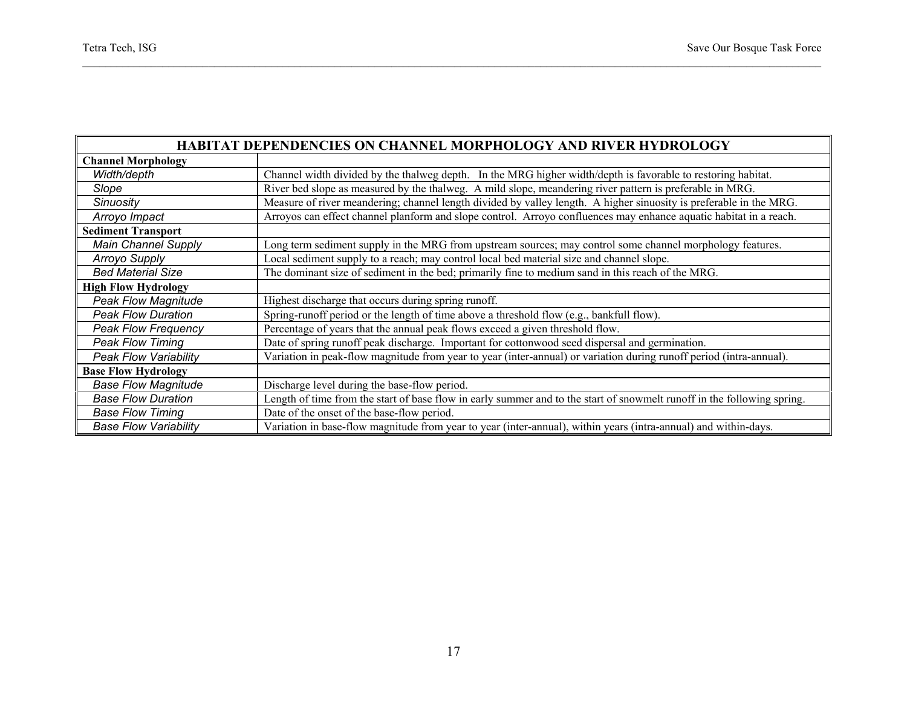| HABITAT DEPENDENCIES ON CHANNEL MORPHOLOGY AND RIVER HYDROLOGY | |
|---|---|
| **Channel Morphology** | |
| *Width/depth* | Channel width divided by the thalweg depth. In the MRG higher width/depth is favorable to restoring habitat. |
| *Slope* | River bed slope as measured by the thalweg. A mild slope, meandering river pattern is preferable in MRG. |
| *Sinuosity* | Measure of river meandering; channel length divided by valley length. A higher sinuosity is preferable in the MRG. |
| *Arroyo Impact* | Arroyos can effect channel planform and slope control. Arroyo confluences may enhance aquatic habitat in a reach. |
| **Sediment Transport** | |
| *Main Channel Supply* | Long term sediment supply in the MRG from upstream sources; may control some channel morphology features. |
| *Arroyo Supply* | Local sediment supply to a reach; may control local bed material size and channel slope. |
| *Bed Material Size* | The dominant size of sediment in the bed; primarily fine to medium sand in this reach of the MRG. |
| **High Flow Hydrology** | |
| *Peak Flow Magnitude* | Highest discharge that occurs during spring runoff. |
| *Peak Flow Duration* | Spring-runoff period or the length of time above a threshold flow (e.g., bankfull flow). |
| *Peak Flow Frequency* | Percentage of years that the annual peak flows exceed a given threshold flow. |
| *Peak Flow Timing* | Date of spring runoff peak discharge. Important for cottonwood seed dispersal and germination. |
| *Peak Flow Variability* | Variation in peak-flow magnitude from year to year (inter-annual) or variation during runoff period (intra-annual). |
| **Base Flow Hydrology** | |
| *Base Flow Magnitude* | Discharge level during the base-flow period. |
| *Base Flow Duration* | Length of time from the start of base flow in early summer and to the start of snowmelt runoff in the following spring. |
| *Base Flow Timing* | Date of the onset of the base-flow period. |
| *Base Flow Variability* | Variation in base-flow magnitude from year to year (inter-annual), within years (intra-annual) and within-days. |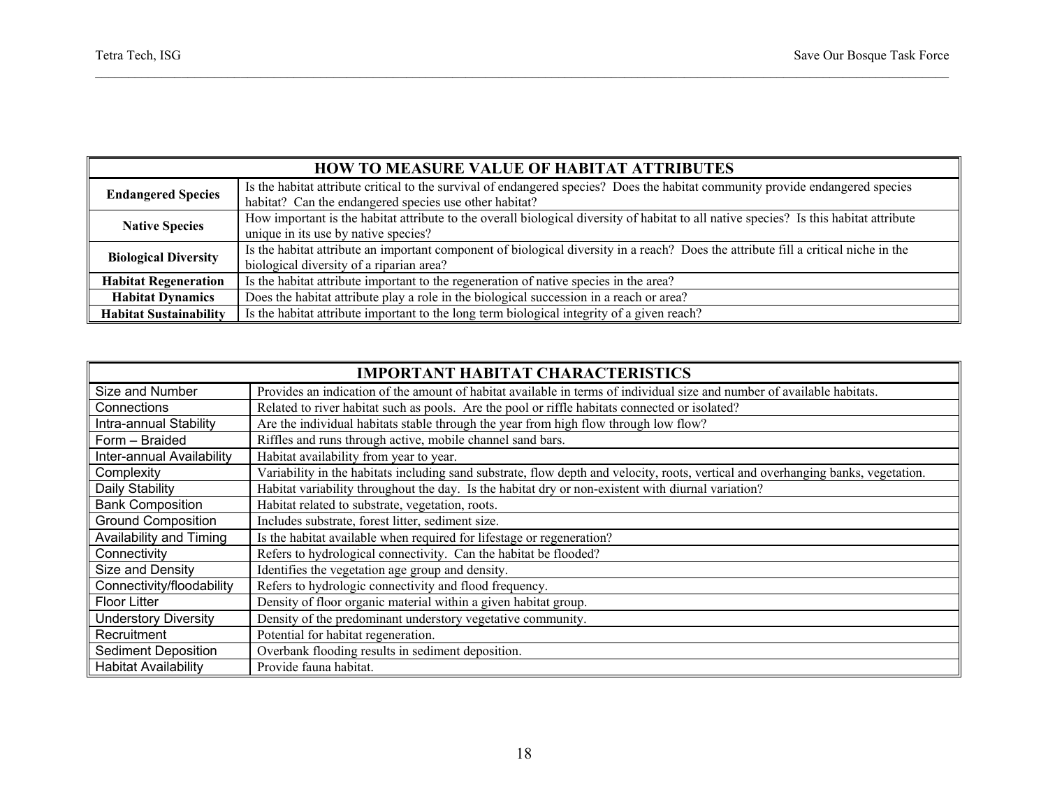| HOW TO MEASURE VALUE OF HABITAT ATTRIBUTES | |
|---|---|
| **Endangered Species** | Is the habitat attribute critical to the survival of endangered species? Does the habitat community provide endangered species habitat? Can the endangered species use other habitat? |
| **Native Species** | How important is the habitat attribute to the overall biological diversity of habitat to all native species? Is this habitat attribute unique in its use by native species? |
| **Biological Diversity** | Is the habitat attribute an important component of biological diversity in a reach? Does the attribute fill a critical niche in the biological diversity of a riparian area? |
| **Habitat Regeneration** | Is the habitat attribute important to the regeneration of native species in the area? |
| **Habitat Dynamics** | Does the habitat attribute play a role in the biological succession in a reach or area? |
| **Habitat Sustainability** | Is the habitat attribute important to the long term biological integrity of a given reach? |

| IMPORTANT HABITAT CHARACTERISTICS | |
|---|---|
| Size and Number | Provides an indication of the amount of habitat available in terms of individual size and number of available habitats. |
| Connections | Related to river habitat such as pools. Are the pool or riffle habitats connected or isolated? |
| Intra-annual Stability | Are the individual habitats stable through the year from high flow through low flow? |
| Form – Braided | Riffles and runs through active, mobile channel sand bars. |
| Inter-annual Availability | Habitat availability from year to year. |
| Complexity | Variability in the habitats including sand substrate, flow depth and velocity, roots, vertical and overhanging banks, vegetation. |
| Daily Stability | Habitat variability throughout the day. Is the habitat dry or non-existent with diurnal variation? |
| Bank Composition | Habitat related to substrate, vegetation, roots. |
| Ground Composition | Includes substrate, forest litter, sediment size. |
| Availability and Timing | Is the habitat available when required for lifestage or regeneration? |
| Connectivity | Refers to hydrological connectivity. Can the habitat be flooded? |
| Size and Density | Identifies the vegetation age group and density. |
| Connectivity/floodability | Refers to hydrologic connectivity and flood frequency. |
| Floor Litter | Density of floor organic material within a given habitat group. |
| Understory Diversity | Density of the predominant understory vegetative community. |
| Recruitment | Potential for habitat regeneration. |
| Sediment Deposition | Overbank flooding results in sediment deposition. |
| Habitat Availability | Provide fauna habitat. |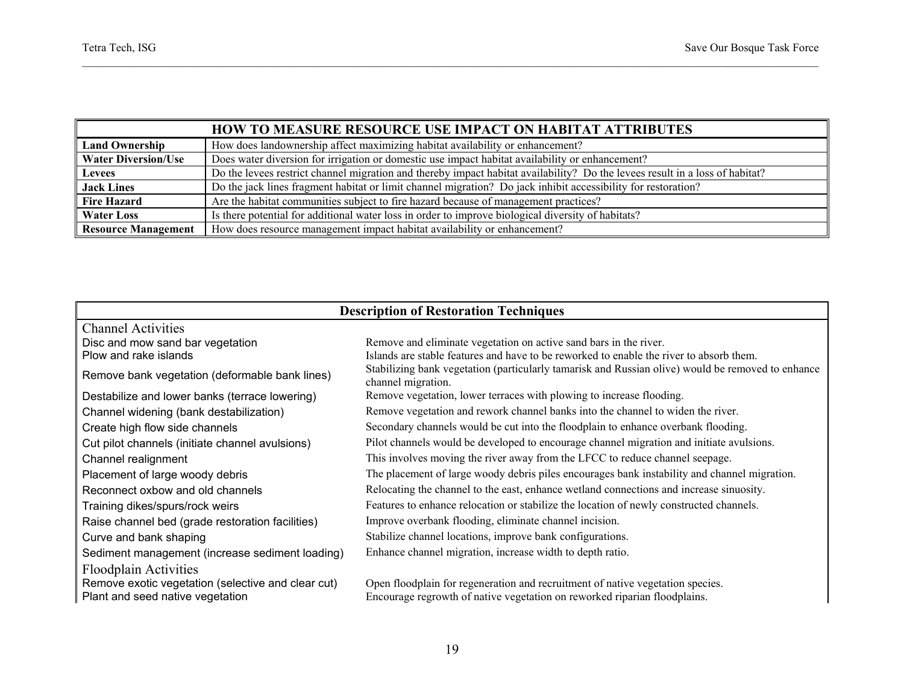| HOW TO MEASURE RESOURCE USE IMPACT ON HABITAT ATTRIBUTES | |
|---|---|
| **Land Ownership** | How does landownership affect maximizing habitat availability or enhancement? |
| **Water Diversion/Use** | Does water diversion for irrigation or domestic use impact habitat availability or enhancement? |
| **Levees** | Do the levees restrict channel migration and thereby impact habitat availability? Do the levees result in a loss of habitat? |
| **Jack Lines** | Do the jack lines fragment habitat or limit channel migration? Do jack inhibit accessibility for restoration? |
| **Fire Hazard** | Are the habitat communities subject to fire hazard because of management practices? |
| **Water Loss** | Is there potential for additional water loss in order to improve biological diversity of habitats? |
| **Resource Management** | How does resource management impact habitat availability or enhancement? |

| **Description of Restoration Techniques** | |
|---|---|
| Channel Activities | |
| Disc and mow sand bar vegetation | Remove and eliminate vegetation on active sand bars in the river. |
| Plow and rake islands | Islands are stable features and have to be reworked to enable the river to absorb them. |
| Remove bank vegetation (deformable bank lines) | Stabilizing bank vegetation (particularly tamarisk and Russian olive) would be removed to enhance channel migration. |
| Destabilize and lower banks (terrace lowering) | Remove vegetation, lower terraces with plowing to increase flooding. |
| Channel widening (bank destabilization) | Remove vegetation and rework channel banks into the channel to widen the river. |
| Create high flow side channels | Secondary channels would be cut into the floodplain to enhance overbank flooding. |
| Cut pilot channels (initiate channel avulsions) | Pilot channels would be developed to encourage channel migration and initiate avulsions. |
| Channel realignment | This involves moving the river away from the LFCC to reduce channel seepage. |
| Placement of large woody debris | The placement of large woody debris piles encourages bank instability and channel migration. |
| Reconnect oxbow and old channels | Relocating the channel to the east, enhance wetland connections and increase sinuosity. |
| Training dikes/spurs/rock weirs | Features to enhance relocation or stabilize the location of newly constructed channels. |
| Raise channel bed (grade restoration facilities) | Improve overbank flooding, eliminate channel incision. |
| Curve and bank shaping | Stabilize channel locations, improve bank configurations. |
| Sediment management (increase sediment loading) | Enhance channel migration, increase width to depth ratio. |
| Floodplain Activities | |
| Remove exotic vegetation (selective and clear cut) | Open floodplain for regeneration and recruitment of native vegetation species. |
| Plant and seed native vegetation | Encourage regrowth of native vegetation on reworked riparian floodplains. |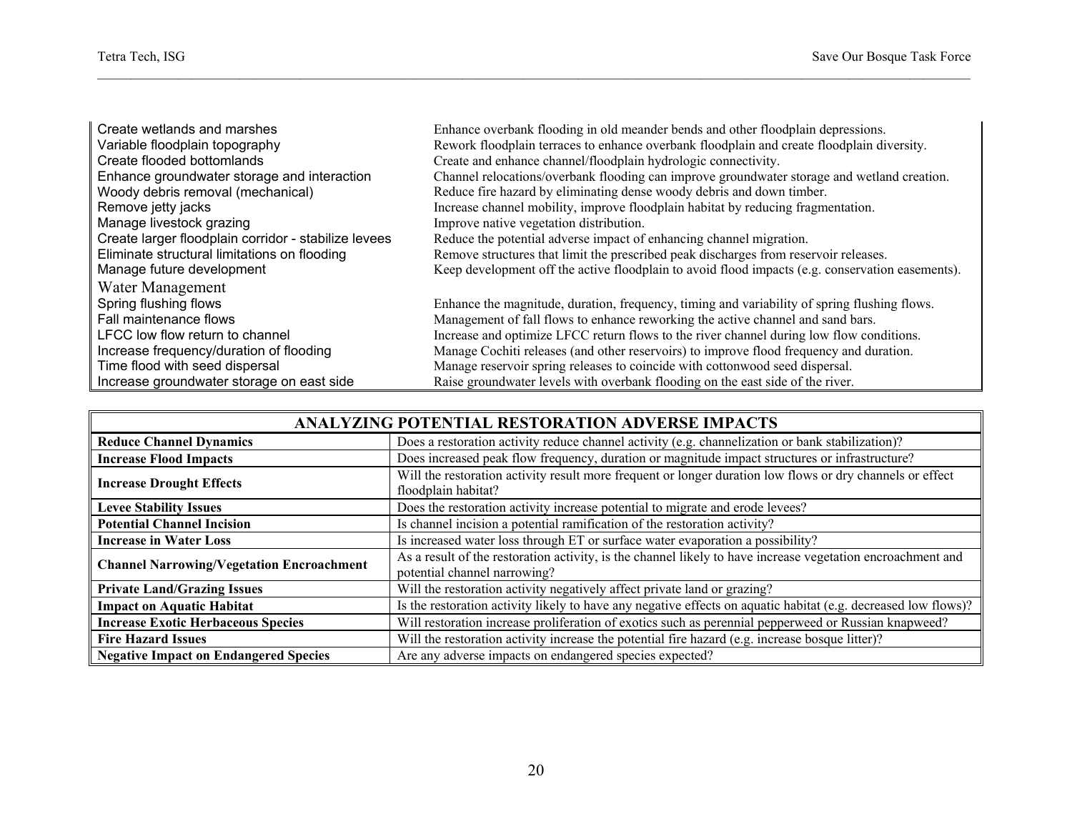| | |
|---|---|
| Create wetlands and marshes | Enhance overbank flooding in old meander bends and other floodplain depressions. |
| Variable floodplain topography | Rework floodplain terraces to enhance overbank floodplain and create floodplain diversity. |
| Create flooded bottomlands | Create and enhance channel/floodplain hydrologic connectivity. |
| Enhance groundwater storage and interaction | Channel relocations/overbank flooding can improve groundwater storage and wetland creation. |
| Woody debris removal (mechanical) | Reduce fire hazard by eliminating dense woody debris and down timber. |
| Remove jetty jacks | Increase channel mobility, improve floodplain habitat by reducing fragmentation. |
| Manage livestock grazing | Improve native vegetation distribution. |
| Create larger floodplain corridor - stabilize levees | Reduce the potential adverse impact of enhancing channel migration. |
| Eliminate structural limitations on flooding | Remove structures that limit the prescribed peak discharges from reservoir releases. |
| Manage future development | Keep development off the active floodplain to avoid flood impacts (e.g. conservation easements). |
| Water Management | |
| Spring flushing flows | Enhance the magnitude, duration, frequency, timing and variability of spring flushing flows. |
| Fall maintenance flows | Management of fall flows to enhance reworking the active channel and sand bars. |
| LFCC low flow return to channel | Increase and optimize LFCC return flows to the river channel during low flow conditions. |
| Increase frequency/duration of flooding | Manage Cochiti releases (and other reservoirs) to improve flood frequency and duration. |
| Time flood with seed dispersal | Manage reservoir spring releases to coincide with cottonwood seed dispersal. |
| Increase groundwater storage on east side | Raise groundwater levels with overbank flooding on the east side of the river. |

| ANALYZING POTENTIAL RESTORATION ADVERSE IMPACTS | |
|---|---|
| **Reduce Channel Dynamics** | Does a restoration activity reduce channel activity (e.g. channelization or bank stabilization)? |
| **Increase Flood Impacts** | Does increased peak flow frequency, duration or magnitude impact structures or infrastructure? |
| **Increase Drought Effects** | Will the restoration activity result more frequent or longer duration low flows or dry channels or effect floodplain habitat? |
| **Levee Stability Issues** | Does the restoration activity increase potential to migrate and erode levees? |
| **Potential Channel Incision** | Is channel incision a potential ramification of the restoration activity? |
| **Increase in Water Loss** | Is increased water loss through ET or surface water evaporation a possibility? |
| **Channel Narrowing/Vegetation Encroachment** | As a result of the restoration activity, is the channel likely to have increase vegetation encroachment and potential channel narrowing? |
| **Private Land/Grazing Issues** | Will the restoration activity negatively affect private land or grazing? |
| **Impact on Aquatic Habitat** | Is the restoration activity likely to have any negative effects on aquatic habitat (e.g. decreased low flows)? |
| **Increase Exotic Herbaceous Species** | Will restoration increase proliferation of exotics such as perennial pepperweed or Russian knapweed? |
| **Fire Hazard Issues** | Will the restoration activity increase the potential fire hazard (e.g. increase bosque litter)? |
| **Negative Impact on Endangered Species** | Are any adverse impacts on endangered species expected? |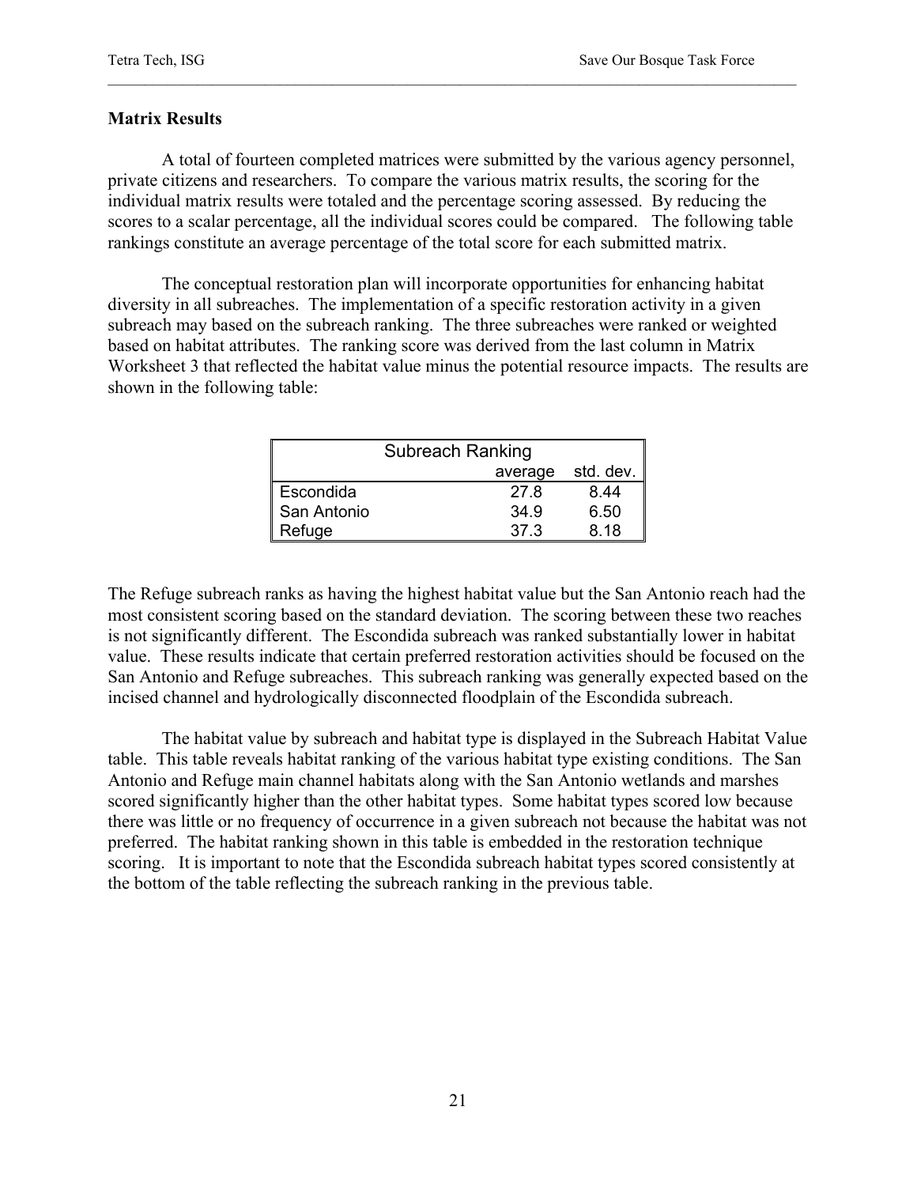## Matrix Results

A total of fourteen completed matrices were submitted by the various agency personnel, private citizens and researchers. To compare the various matrix results, the scoring for the individual matrix results were totaled and the percentage scoring assessed. By reducing the scores to a scalar percentage, all the individual scores could be compared. The following table rankings constitute an average percentage of the total score for each submitted matrix.

The conceptual restoration plan will incorporate opportunities for enhancing habitat diversity in all subreaches. The implementation of a specific restoration activity in a given subreach may based on the subreach ranking. The three subreaches were ranked or weighted based on habitat attributes. The ranking score was derived from the last column in Matrix Worksheet 3 that reflected the habitat value minus the potential resource impacts. The results are shown in the following table:

| Subreach Ranking | | |
|---|---|---|
| | average | std. dev. |
| Escondida | 27.8 | 8.44 |
| San Antonio | 34.9 | 6.50 |
| Refuge | 37.3 | 8.18 |

The Refuge subreach ranks as having the highest habitat value but the San Antonio reach had the most consistent scoring based on the standard deviation. The scoring between these two reaches is not significantly different. The Escondida subreach was ranked substantially lower in habitat value. These results indicate that certain preferred restoration activities should be focused on the San Antonio and Refuge subreaches. This subreach ranking was generally expected based on the incised channel and hydrologically disconnected floodplain of the Escondida subreach.

The habitat value by subreach and habitat type is displayed in the Subreach Habitat Value table. This table reveals habitat ranking of the various habitat type existing conditions. The San Antonio and Refuge main channel habitats along with the San Antonio wetlands and marshes scored significantly higher than the other habitat types. Some habitat types scored low because there was little or no frequency of occurrence in a given subreach not because the habitat was not preferred. The habitat ranking shown in this table is embedded in the restoration technique scoring. It is important to note that the Escondida subreach habitat types scored consistently at the bottom of the table reflecting the subreach ranking in the previous table.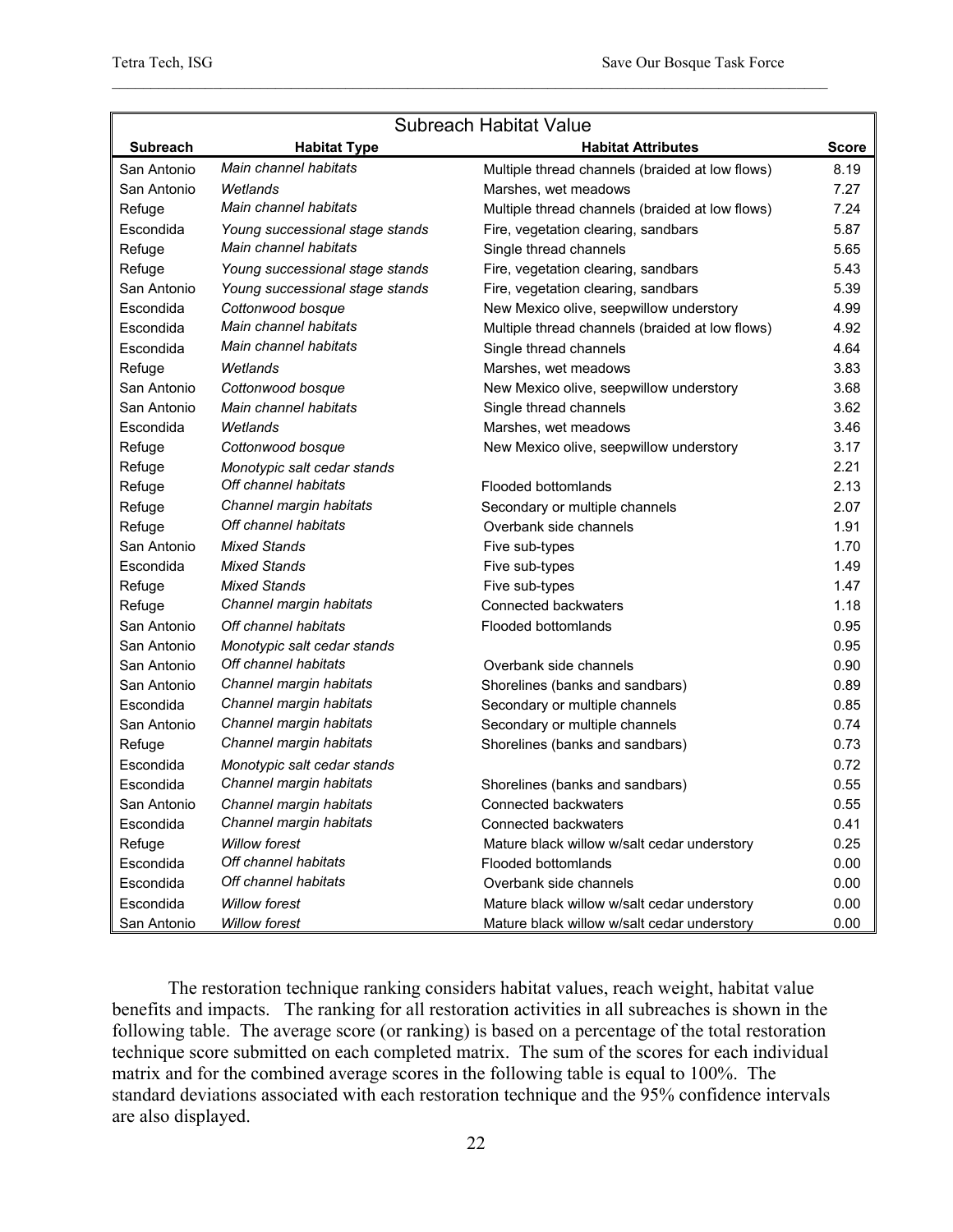| Subreach Habitat Value | | | |
|---|---|---|---|
| **Subreach** | **Habitat Type** | **Habitat Attributes** | **Score** |
| San Antonio | *Main channel habitats* | Multiple thread channels (braided at low flows) | 8.19 |
| San Antonio | *Wetlands* | Marshes, wet meadows | 7.27 |
| Refuge | *Main channel habitats* | Multiple thread channels (braided at low flows) | 7.24 |
| Escondida | *Young successional stage stands* | Fire, vegetation clearing, sandbars | 5.87 |
| Refuge | *Main channel habitats* | Single thread channels | 5.65 |
| Refuge | *Young successional stage stands* | Fire, vegetation clearing, sandbars | 5.43 |
| San Antonio | *Young successional stage stands* | Fire, vegetation clearing, sandbars | 5.39 |
| Escondida | *Cottonwood bosque* | New Mexico olive, seepwillow understory | 4.99 |
| Escondida | *Main channel habitats* | Multiple thread channels (braided at low flows) | 4.92 |
| Escondida | *Main channel habitats* | Single thread channels | 4.64 |
| Refuge | *Wetlands* | Marshes, wet meadows | 3.83 |
| San Antonio | *Cottonwood bosque* | New Mexico olive, seepwillow understory | 3.68 |
| San Antonio | *Main channel habitats* | Single thread channels | 3.62 |
| Escondida | *Wetlands* | Marshes, wet meadows | 3.46 |
| Refuge | *Cottonwood bosque* | New Mexico olive, seepwillow understory | 3.17 |
| Refuge | *Monotypic salt cedar stands* | | 2.21 |
| Refuge | *Off channel habitats* | Flooded bottomlands | 2.13 |
| Refuge | *Channel margin habitats* | Secondary or multiple channels | 2.07 |
| Refuge | *Off channel habitats* | Overbank side channels | 1.91 |
| San Antonio | *Mixed Stands* | Five sub-types | 1.70 |
| Escondida | *Mixed Stands* | Five sub-types | 1.49 |
| Refuge | *Mixed Stands* | Five sub-types | 1.47 |
| Refuge | *Channel margin habitats* | Connected backwaters | 1.18 |
| San Antonio | *Off channel habitats* | Flooded bottomlands | 0.95 |
| San Antonio | *Monotypic salt cedar stands* | | 0.95 |
| San Antonio | *Off channel habitats* | Overbank side channels | 0.90 |
| San Antonio | *Channel margin habitats* | Shorelines (banks and sandbars) | 0.89 |
| Escondida | *Channel margin habitats* | Secondary or multiple channels | 0.85 |
| San Antonio | *Channel margin habitats* | Secondary or multiple channels | 0.74 |
| Refuge | *Channel margin habitats* | Shorelines (banks and sandbars) | 0.73 |
| Escondida | *Monotypic salt cedar stands* | | 0.72 |
| Escondida | *Channel margin habitats* | Shorelines (banks and sandbars) | 0.55 |
| San Antonio | *Channel margin habitats* | Connected backwaters | 0.55 |
| Escondida | *Channel margin habitats* | Connected backwaters | 0.41 |
| Refuge | *Willow forest* | Mature black willow w/salt cedar understory | 0.25 |
| Escondida | *Off channel habitats* | Flooded bottomlands | 0.00 |
| Escondida | *Off channel habitats* | Overbank side channels | 0.00 |
| Escondida | *Willow forest* | Mature black willow w/salt cedar understory | 0.00 |
| San Antonio | *Willow forest* | Mature black willow w/salt cedar understory | 0.00 |

The restoration technique ranking considers habitat values, reach weight, habitat value benefits and impacts. The ranking for all restoration activities in all subreaches is shown in the following table. The average score (or ranking) is based on a percentage of the total restoration technique score submitted on each completed matrix. The sum of the scores for each individual matrix and for the combined average scores in the following table is equal to 100%. The standard deviations associated with each restoration technique and the 95% confidence intervals are also displayed.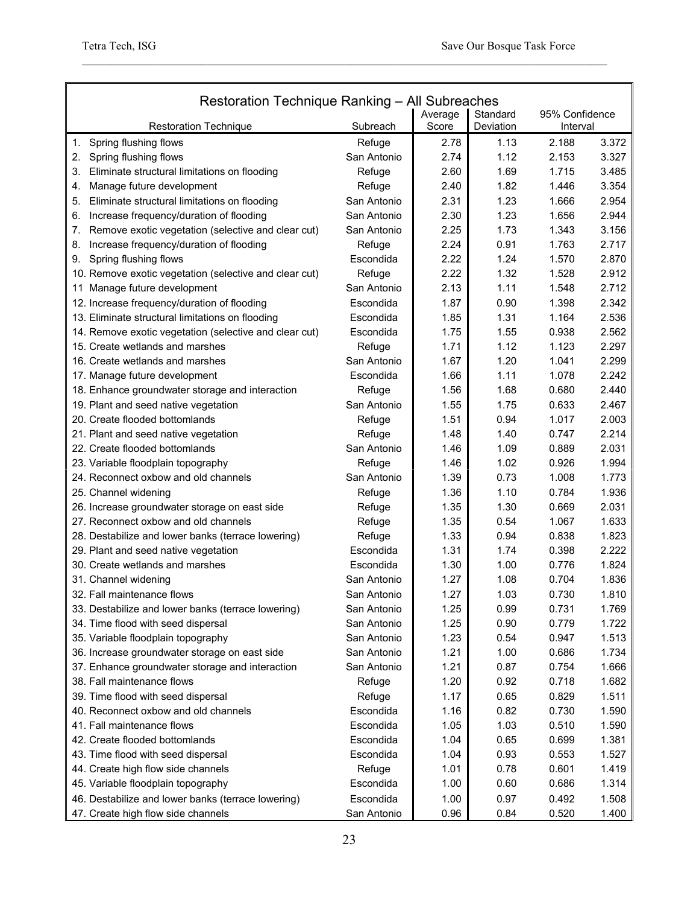| Restoration Technique Ranking – All Subreaches | | | | | |
|---|---|---|---|---|---|
| Restoration Technique | Subreach | Average Score | Standard Deviation | 95% Confidence Interval | |
| 1. Spring flushing flows | Refuge | 2.78 | 1.13 | 2.188 | 3.372 |
| 2. Spring flushing flows | San Antonio | 2.74 | 1.12 | 2.153 | 3.327 |
| 3. Eliminate structural limitations on flooding | Refuge | 2.60 | 1.69 | 1.715 | 3.485 |
| 4. Manage future development | Refuge | 2.40 | 1.82 | 1.446 | 3.354 |
| 5. Eliminate structural limitations on flooding | San Antonio | 2.31 | 1.23 | 1.666 | 2.954 |
| 6. Increase frequency/duration of flooding | San Antonio | 2.30 | 1.23 | 1.656 | 2.944 |
| 7. Remove exotic vegetation (selective and clear cut) | San Antonio | 2.25 | 1.73 | 1.343 | 3.156 |
| 8. Increase frequency/duration of flooding | Refuge | 2.24 | 0.91 | 1.763 | 2.717 |
| 9. Spring flushing flows | Escondida | 2.22 | 1.24 | 1.570 | 2.870 |
| 10. Remove exotic vegetation (selective and clear cut) | Refuge | 2.22 | 1.32 | 1.528 | 2.912 |
| 11 Manage future development | San Antonio | 2.13 | 1.11 | 1.548 | 2.712 |
| 12. Increase frequency/duration of flooding | Escondida | 1.87 | 0.90 | 1.398 | 2.342 |
| 13. Eliminate structural limitations on flooding | Escondida | 1.85 | 1.31 | 1.164 | 2.536 |
| 14. Remove exotic vegetation (selective and clear cut) | Escondida | 1.75 | 1.55 | 0.938 | 2.562 |
| 15. Create wetlands and marshes | Refuge | 1.71 | 1.12 | 1.123 | 2.297 |
| 16. Create wetlands and marshes | San Antonio | 1.67 | 1.20 | 1.041 | 2.299 |
| 17. Manage future development | Escondida | 1.66 | 1.11 | 1.078 | 2.242 |
| 18. Enhance groundwater storage and interaction | Refuge | 1.56 | 1.68 | 0.680 | 2.440 |
| 19. Plant and seed native vegetation | San Antonio | 1.55 | 1.75 | 0.633 | 2.467 |
| 20. Create flooded bottomlands | Refuge | 1.51 | 0.94 | 1.017 | 2.003 |
| 21. Plant and seed native vegetation | Refuge | 1.48 | 1.40 | 0.747 | 2.214 |
| 22. Create flooded bottomlands | San Antonio | 1.46 | 1.09 | 0.889 | 2.031 |
| 23. Variable floodplain topography | Refuge | 1.46 | 1.02 | 0.926 | 1.994 |
| 24. Reconnect oxbow and old channels | San Antonio | 1.39 | 0.73 | 1.008 | 1.773 |
| 25. Channel widening | Refuge | 1.36 | 1.10 | 0.784 | 1.936 |
| 26. Increase groundwater storage on east side | Refuge | 1.35 | 1.30 | 0.669 | 2.031 |
| 27. Reconnect oxbow and old channels | Refuge | 1.35 | 0.54 | 1.067 | 1.633 |
| 28. Destabilize and lower banks (terrace lowering) | Refuge | 1.33 | 0.94 | 0.838 | 1.823 |
| 29. Plant and seed native vegetation | Escondida | 1.31 | 1.74 | 0.398 | 2.222 |
| 30. Create wetlands and marshes | Escondida | 1.30 | 1.00 | 0.776 | 1.824 |
| 31. Channel widening | San Antonio | 1.27 | 1.08 | 0.704 | 1.836 |
| 32. Fall maintenance flows | San Antonio | 1.27 | 1.03 | 0.730 | 1.810 |
| 33. Destabilize and lower banks (terrace lowering) | San Antonio | 1.25 | 0.99 | 0.731 | 1.769 |
| 34. Time flood with seed dispersal | San Antonio | 1.25 | 0.90 | 0.779 | 1.722 |
| 35. Variable floodplain topography | San Antonio | 1.23 | 0.54 | 0.947 | 1.513 |
| 36. Increase groundwater storage on east side | San Antonio | 1.21 | 1.00 | 0.686 | 1.734 |
| 37. Enhance groundwater storage and interaction | San Antonio | 1.21 | 0.87 | 0.754 | 1.666 |
| 38. Fall maintenance flows | Refuge | 1.20 | 0.92 | 0.718 | 1.682 |
| 39. Time flood with seed dispersal | Refuge | 1.17 | 0.65 | 0.829 | 1.511 |
| 40. Reconnect oxbow and old channels | Escondida | 1.16 | 0.82 | 0.730 | 1.590 |
| 41. Fall maintenance flows | Escondida | 1.05 | 1.03 | 0.510 | 1.590 |
| 42. Create flooded bottomlands | Escondida | 1.04 | 0.65 | 0.699 | 1.381 |
| 43. Time flood with seed dispersal | Escondida | 1.04 | 0.93 | 0.553 | 1.527 |
| 44. Create high flow side channels | Refuge | 1.01 | 0.78 | 0.601 | 1.419 |
| 45. Variable floodplain topography | Escondida | 1.00 | 0.60 | 0.686 | 1.314 |
| 46. Destabilize and lower banks (terrace lowering) | Escondida | 1.00 | 0.97 | 0.492 | 1.508 |
| 47. Create high flow side channels | San Antonio | 0.96 | 0.84 | 0.520 | 1.400 |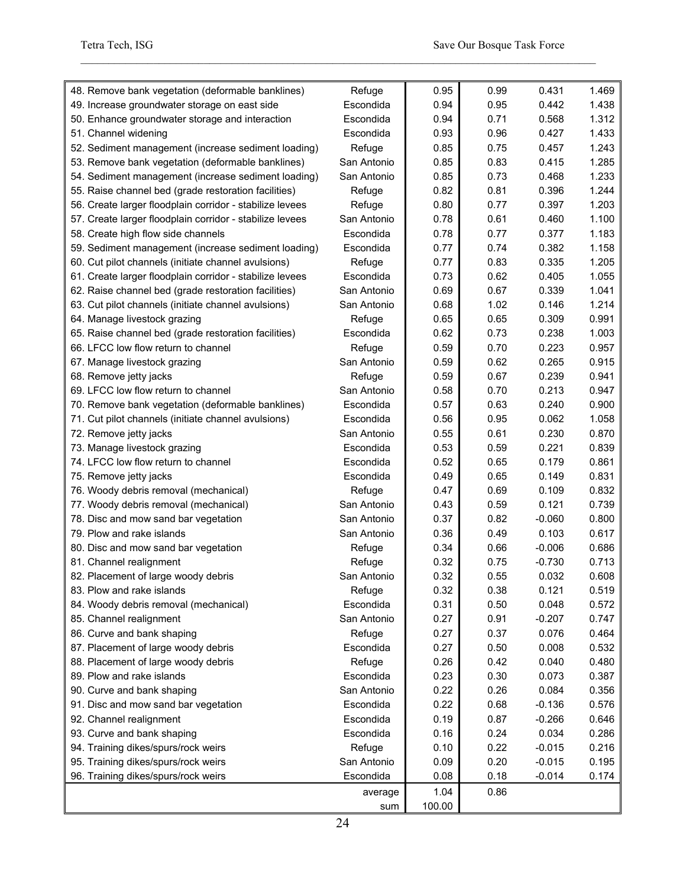| | | | | | |
|---|---|---|---|---|---|
| 48. Remove bank vegetation (deformable banklines) | Refuge | 0.95 | 0.99 | 0.431 | 1.469 |
| 49. Increase groundwater storage on east side | Escondida | 0.94 | 0.95 | 0.442 | 1.438 |
| 50. Enhance groundwater storage and interaction | Escondida | 0.94 | 0.71 | 0.568 | 1.312 |
| 51. Channel widening | Escondida | 0.93 | 0.96 | 0.427 | 1.433 |
| 52. Sediment management (increase sediment loading) | Refuge | 0.85 | 0.75 | 0.457 | 1.243 |
| 53. Remove bank vegetation (deformable banklines) | San Antonio | 0.85 | 0.83 | 0.415 | 1.285 |
| 54. Sediment management (increase sediment loading) | San Antonio | 0.85 | 0.73 | 0.468 | 1.233 |
| 55. Raise channel bed (grade restoration facilities) | Refuge | 0.82 | 0.81 | 0.396 | 1.244 |
| 56. Create larger floodplain corridor - stabilize levees | Refuge | 0.80 | 0.77 | 0.397 | 1.203 |
| 57. Create larger floodplain corridor - stabilize levees | San Antonio | 0.78 | 0.61 | 0.460 | 1.100 |
| 58. Create high flow side channels | Escondida | 0.78 | 0.77 | 0.377 | 1.183 |
| 59. Sediment management (increase sediment loading) | Escondida | 0.77 | 0.74 | 0.382 | 1.158 |
| 60. Cut pilot channels (initiate channel avulsions) | Refuge | 0.77 | 0.83 | 0.335 | 1.205 |
| 61. Create larger floodplain corridor - stabilize levees | Escondida | 0.73 | 0.62 | 0.405 | 1.055 |
| 62. Raise channel bed (grade restoration facilities) | San Antonio | 0.69 | 0.67 | 0.339 | 1.041 |
| 63. Cut pilot channels (initiate channel avulsions) | San Antonio | 0.68 | 1.02 | 0.146 | 1.214 |
| 64. Manage livestock grazing | Refuge | 0.65 | 0.65 | 0.309 | 0.991 |
| 65. Raise channel bed (grade restoration facilities) | Escondida | 0.62 | 0.73 | 0.238 | 1.003 |
| 66. LFCC low flow return to channel | Refuge | 0.59 | 0.70 | 0.223 | 0.957 |
| 67. Manage livestock grazing | San Antonio | 0.59 | 0.62 | 0.265 | 0.915 |
| 68. Remove jetty jacks | Refuge | 0.59 | 0.67 | 0.239 | 0.941 |
| 69. LFCC low flow return to channel | San Antonio | 0.58 | 0.70 | 0.213 | 0.947 |
| 70. Remove bank vegetation (deformable banklines) | Escondida | 0.57 | 0.63 | 0.240 | 0.900 |
| 71. Cut pilot channels (initiate channel avulsions) | Escondida | 0.56 | 0.95 | 0.062 | 1.058 |
| 72. Remove jetty jacks | San Antonio | 0.55 | 0.61 | 0.230 | 0.870 |
| 73. Manage livestock grazing | Escondida | 0.53 | 0.59 | 0.221 | 0.839 |
| 74. LFCC low flow return to channel | Escondida | 0.52 | 0.65 | 0.179 | 0.861 |
| 75. Remove jetty jacks | Escondida | 0.49 | 0.65 | 0.149 | 0.831 |
| 76. Woody debris removal (mechanical) | Refuge | 0.47 | 0.69 | 0.109 | 0.832 |
| 77. Woody debris removal (mechanical) | San Antonio | 0.43 | 0.59 | 0.121 | 0.739 |
| 78. Disc and mow sand bar vegetation | San Antonio | 0.37 | 0.82 | -0.060 | 0.800 |
| 79. Plow and rake islands | San Antonio | 0.36 | 0.49 | 0.103 | 0.617 |
| 80. Disc and mow sand bar vegetation | Refuge | 0.34 | 0.66 | -0.006 | 0.686 |
| 81. Channel realignment | Refuge | 0.32 | 0.75 | -0.730 | 0.713 |
| 82. Placement of large woody debris | San Antonio | 0.32 | 0.55 | 0.032 | 0.608 |
| 83. Plow and rake islands | Refuge | 0.32 | 0.38 | 0.121 | 0.519 |
| 84. Woody debris removal (mechanical) | Escondida | 0.31 | 0.50 | 0.048 | 0.572 |
| 85. Channel realignment | San Antonio | 0.27 | 0.91 | -0.207 | 0.747 |
| 86. Curve and bank shaping | Refuge | 0.27 | 0.37 | 0.076 | 0.464 |
| 87. Placement of large woody debris | Escondida | 0.27 | 0.50 | 0.008 | 0.532 |
| 88. Placement of large woody debris | Refuge | 0.26 | 0.42 | 0.040 | 0.480 |
| 89. Plow and rake islands | Escondida | 0.23 | 0.30 | 0.073 | 0.387 |
| 90. Curve and bank shaping | San Antonio | 0.22 | 0.26 | 0.084 | 0.356 |
| 91. Disc and mow sand bar vegetation | Escondida | 0.22 | 0.68 | -0.136 | 0.576 |
| 92. Channel realignment | Escondida | 0.19 | 0.87 | -0.266 | 0.646 |
| 93. Curve and bank shaping | Escondida | 0.16 | 0.24 | 0.034 | 0.286 |
| 94. Training dikes/spurs/rock weirs | Refuge | 0.10 | 0.22 | -0.015 | 0.216 |
| 95. Training dikes/spurs/rock weirs | San Antonio | 0.09 | 0.20 | -0.015 | 0.195 |
| 96. Training dikes/spurs/rock weirs | Escondida | 0.08 | 0.18 | -0.014 | 0.174 |
| | average | 1.04 | 0.86 | | |
| | sum | 100.00 | | | |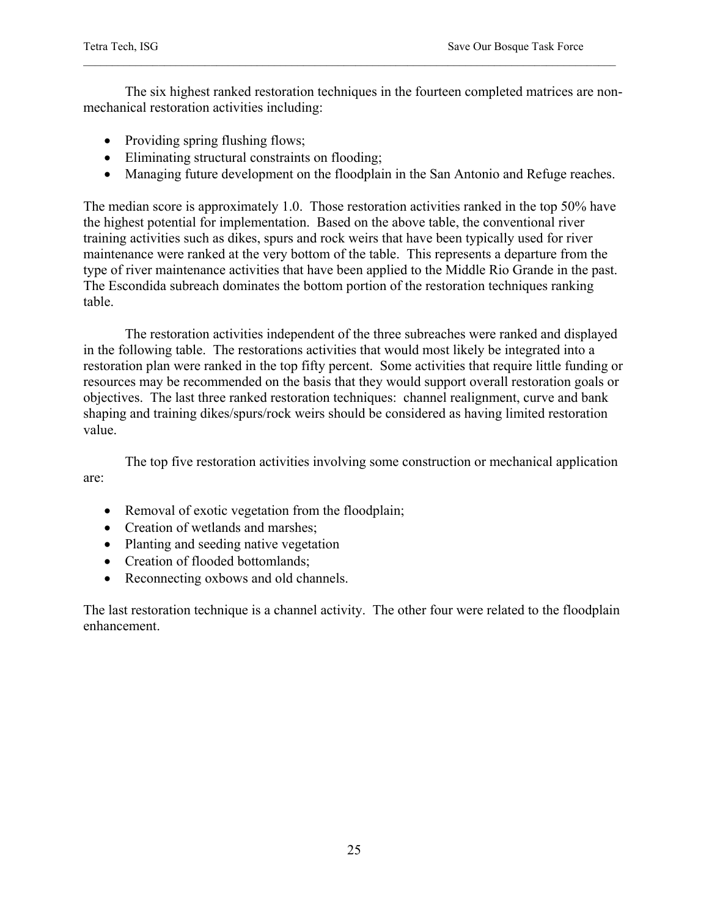The six highest ranked restoration techniques in the fourteen completed matrices are non-mechanical restoration activities including:

- Providing spring flushing flows;
- Eliminating structural constraints on flooding;
- Managing future development on the floodplain in the San Antonio and Refuge reaches.

The median score is approximately 1.0. Those restoration activities ranked in the top 50% have the highest potential for implementation. Based on the above table, the conventional river training activities such as dikes, spurs and rock weirs that have been typically used for river maintenance were ranked at the very bottom of the table. This represents a departure from the type of river maintenance activities that have been applied to the Middle Rio Grande in the past. The Escondida subreach dominates the bottom portion of the restoration techniques ranking table.

The restoration activities independent of the three subreaches were ranked and displayed in the following table. The restorations activities that would most likely be integrated into a restoration plan were ranked in the top fifty percent. Some activities that require little funding or resources may be recommended on the basis that they would support overall restoration goals or objectives. The last three ranked restoration techniques: channel realignment, curve and bank shaping and training dikes/spurs/rock weirs should be considered as having limited restoration value.

The top five restoration activities involving some construction or mechanical application are:

- Removal of exotic vegetation from the floodplain;
- Creation of wetlands and marshes;
- Planting and seeding native vegetation
- Creation of flooded bottomlands;
- Reconnecting oxbows and old channels.

The last restoration technique is a channel activity. The other four were related to the floodplain enhancement.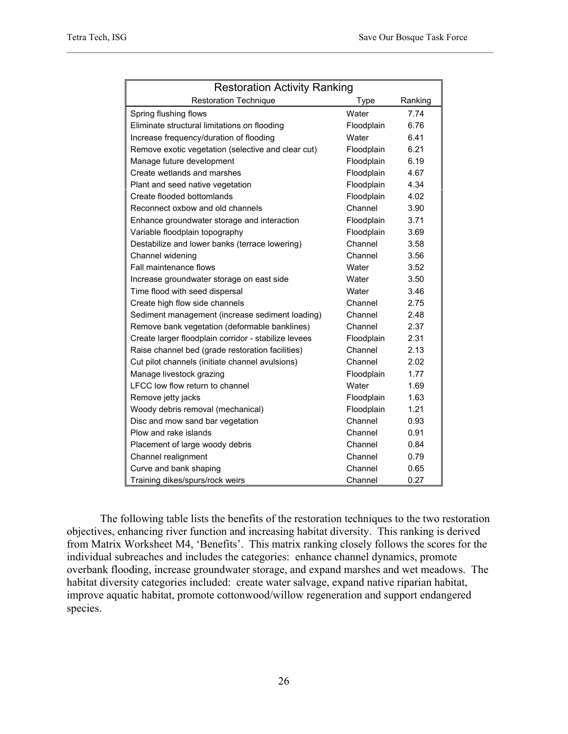| Restoration Activity Ranking | | |
|---|---|---|
| Restoration Technique | Type | Ranking |
| Spring flushing flows | Water | 7.74 |
| Eliminate structural limitations on flooding | Floodplain | 6.76 |
| Increase frequency/duration of flooding | Water | 6.41 |
| Remove exotic vegetation (selective and clear cut) | Floodplain | 6.21 |
| Manage future development | Floodplain | 6.19 |
| Create wetlands and marshes | Floodplain | 4.67 |
| Plant and seed native vegetation | Floodplain | 4.34 |
| Create flooded bottomlands | Floodplain | 4.02 |
| Reconnect oxbow and old channels | Channel | 3.90 |
| Enhance groundwater storage and interaction | Floodplain | 3.71 |
| Variable floodplain topography | Floodplain | 3.69 |
| Destabilize and lower banks (terrace lowering) | Channel | 3.58 |
| Channel widening | Channel | 3.56 |
| Fall maintenance flows | Water | 3.52 |
| Increase groundwater storage on east side | Water | 3.50 |
| Time flood with seed dispersal | Water | 3.46 |
| Create high flow side channels | Channel | 2.75 |
| Sediment management (increase sediment loading) | Channel | 2.48 |
| Remove bank vegetation (deformable banklines) | Channel | 2.37 |
| Create larger floodplain corridor - stabilize levees | Floodplain | 2.31 |
| Raise channel bed (grade restoration facilities) | Channel | 2.13 |
| Cut pilot channels (initiate channel avulsions) | Channel | 2.02 |
| Manage livestock grazing | Floodplain | 1.77 |
| LFCC low flow return to channel | Water | 1.69 |
| Remove jetty jacks | Floodplain | 1.63 |
| Woody debris removal (mechanical) | Floodplain | 1.21 |
| Disc and mow sand bar vegetation | Channel | 0.93 |
| Plow and rake islands | Channel | 0.91 |
| Placement of large woody debris | Channel | 0.84 |
| Channel realignment | Channel | 0.79 |
| Curve and bank shaping | Channel | 0.65 |
| Training dikes/spurs/rock weirs | Channel | 0.27 |

The following table lists the benefits of the restoration techniques to the two restoration objectives, enhancing river function and increasing habitat diversity. This ranking is derived from Matrix Worksheet M4, 'Benefits'. This matrix ranking closely follows the scores for the individual subreaches and includes the categories: enhance channel dynamics, promote overbank flooding, increase groundwater storage, and expand marshes and wet meadows. The habitat diversity categories included: create water salvage, expand native riparian habitat, improve aquatic habitat, promote cottonwood/willow regeneration and support endangered species.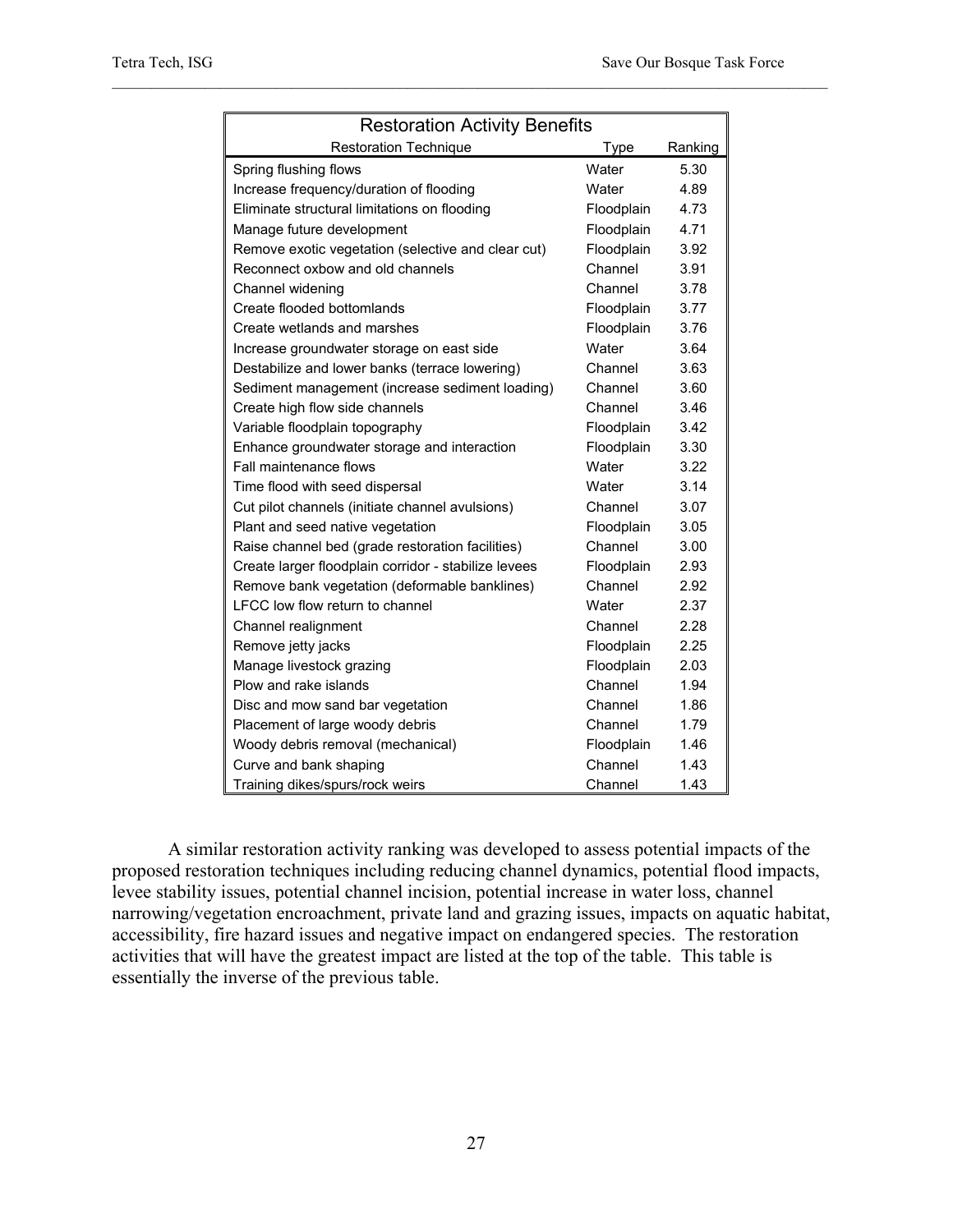| Restoration Activity Benefits | | |
|---|---|---|
| Restoration Technique | Type | Ranking |
| Spring flushing flows | Water | 5.30 |
| Increase frequency/duration of flooding | Water | 4.89 |
| Eliminate structural limitations on flooding | Floodplain | 4.73 |
| Manage future development | Floodplain | 4.71 |
| Remove exotic vegetation (selective and clear cut) | Floodplain | 3.92 |
| Reconnect oxbow and old channels | Channel | 3.91 |
| Channel widening | Channel | 3.78 |
| Create flooded bottomlands | Floodplain | 3.77 |
| Create wetlands and marshes | Floodplain | 3.76 |
| Increase groundwater storage on east side | Water | 3.64 |
| Destabilize and lower banks (terrace lowering) | Channel | 3.63 |
| Sediment management (increase sediment loading) | Channel | 3.60 |
| Create high flow side channels | Channel | 3.46 |
| Variable floodplain topography | Floodplain | 3.42 |
| Enhance groundwater storage and interaction | Floodplain | 3.30 |
| Fall maintenance flows | Water | 3.22 |
| Time flood with seed dispersal | Water | 3.14 |
| Cut pilot channels (initiate channel avulsions) | Channel | 3.07 |
| Plant and seed native vegetation | Floodplain | 3.05 |
| Raise channel bed (grade restoration facilities) | Channel | 3.00 |
| Create larger floodplain corridor - stabilize levees | Floodplain | 2.93 |
| Remove bank vegetation (deformable banklines) | Channel | 2.92 |
| LFCC low flow return to channel | Water | 2.37 |
| Channel realignment | Channel | 2.28 |
| Remove jetty jacks | Floodplain | 2.25 |
| Manage livestock grazing | Floodplain | 2.03 |
| Plow and rake islands | Channel | 1.94 |
| Disc and mow sand bar vegetation | Channel | 1.86 |
| Placement of large woody debris | Channel | 1.79 |
| Woody debris removal (mechanical) | Floodplain | 1.46 |
| Curve and bank shaping | Channel | 1.43 |
| Training dikes/spurs/rock weirs | Channel | 1.43 |

A similar restoration activity ranking was developed to assess potential impacts of the proposed restoration techniques including reducing channel dynamics, potential flood impacts, levee stability issues, potential channel incision, potential increase in water loss, channel narrowing/vegetation encroachment, private land and grazing issues, impacts on aquatic habitat, accessibility, fire hazard issues and negative impact on endangered species. The restoration activities that will have the greatest impact are listed at the top of the table. This table is essentially the inverse of the previous table.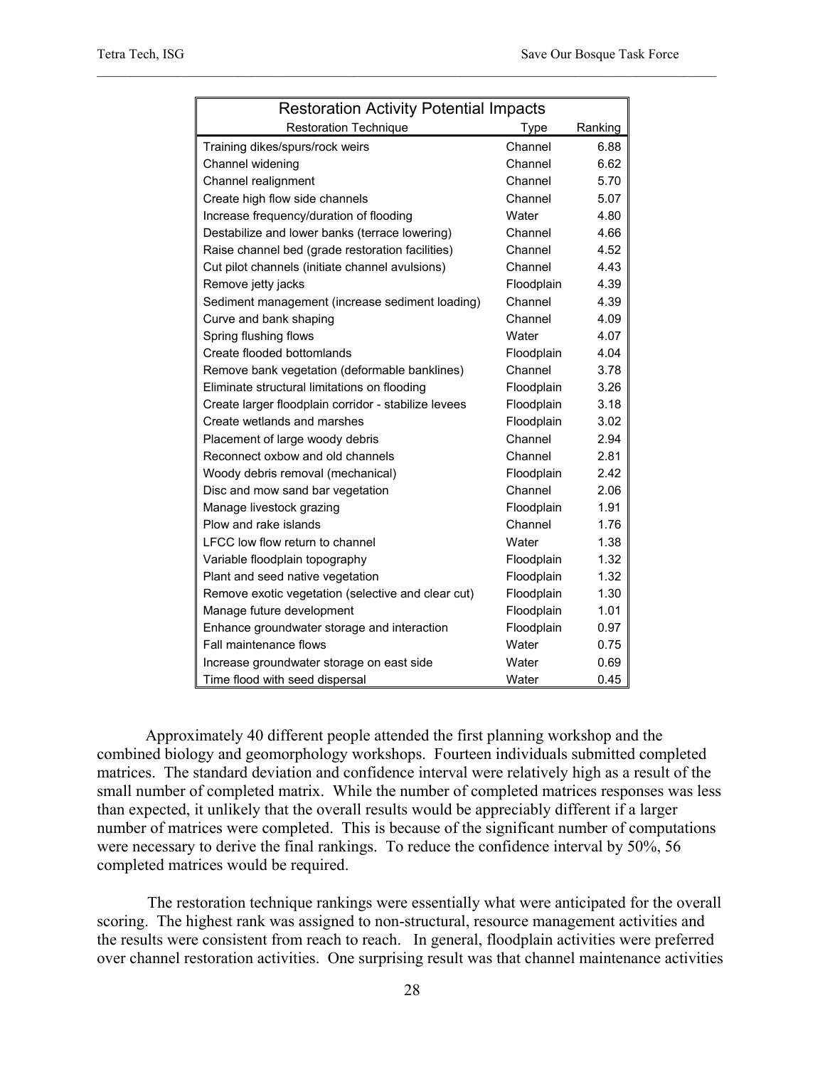| Restoration Activity Potential Impacts | | |
|---|---|---|
| Restoration Technique | Type | Ranking |
| Training dikes/spurs/rock weirs | Channel | 6.88 |
| Channel widening | Channel | 6.62 |
| Channel realignment | Channel | 5.70 |
| Create high flow side channels | Channel | 5.07 |
| Increase frequency/duration of flooding | Water | 4.80 |
| Destabilize and lower banks (terrace lowering) | Channel | 4.66 |
| Raise channel bed (grade restoration facilities) | Channel | 4.52 |
| Cut pilot channels (initiate channel avulsions) | Channel | 4.43 |
| Remove jetty jacks | Floodplain | 4.39 |
| Sediment management (increase sediment loading) | Channel | 4.39 |
| Curve and bank shaping | Channel | 4.09 |
| Spring flushing flows | Water | 4.07 |
| Create flooded bottomlands | Floodplain | 4.04 |
| Remove bank vegetation (deformable banklines) | Channel | 3.78 |
| Eliminate structural limitations on flooding | Floodplain | 3.26 |
| Create larger floodplain corridor - stabilize levees | Floodplain | 3.18 |
| Create wetlands and marshes | Floodplain | 3.02 |
| Placement of large woody debris | Channel | 2.94 |
| Reconnect oxbow and old channels | Channel | 2.81 |
| Woody debris removal (mechanical) | Floodplain | 2.42 |
| Disc and mow sand bar vegetation | Channel | 2.06 |
| Manage livestock grazing | Floodplain | 1.91 |
| Plow and rake islands | Channel | 1.76 |
| LFCC low flow return to channel | Water | 1.38 |
| Variable floodplain topography | Floodplain | 1.32 |
| Plant and seed native vegetation | Floodplain | 1.32 |
| Remove exotic vegetation (selective and clear cut) | Floodplain | 1.30 |
| Manage future development | Floodplain | 1.01 |
| Enhance groundwater storage and interaction | Floodplain | 0.97 |
| Fall maintenance flows | Water | 0.75 |
| Increase groundwater storage on east side | Water | 0.69 |
| Time flood with seed dispersal | Water | 0.45 |

Approximately 40 different people attended the first planning workshop and the combined biology and geomorphology workshops. Fourteen individuals submitted completed matrices. The standard deviation and confidence interval were relatively high as a result of the small number of completed matrix. While the number of completed matrices responses was less than expected, it unlikely that the overall results would be appreciably different if a larger number of matrices were completed. This is because of the significant number of computations were necessary to derive the final rankings. To reduce the confidence interval by 50%, 56 completed matrices would be required.

The restoration technique rankings were essentially what were anticipated for the overall scoring. The highest rank was assigned to non-structural, resource management activities and the results were consistent from reach to reach. In general, floodplain activities were preferred over channel restoration activities. One surprising result was that channel maintenance activities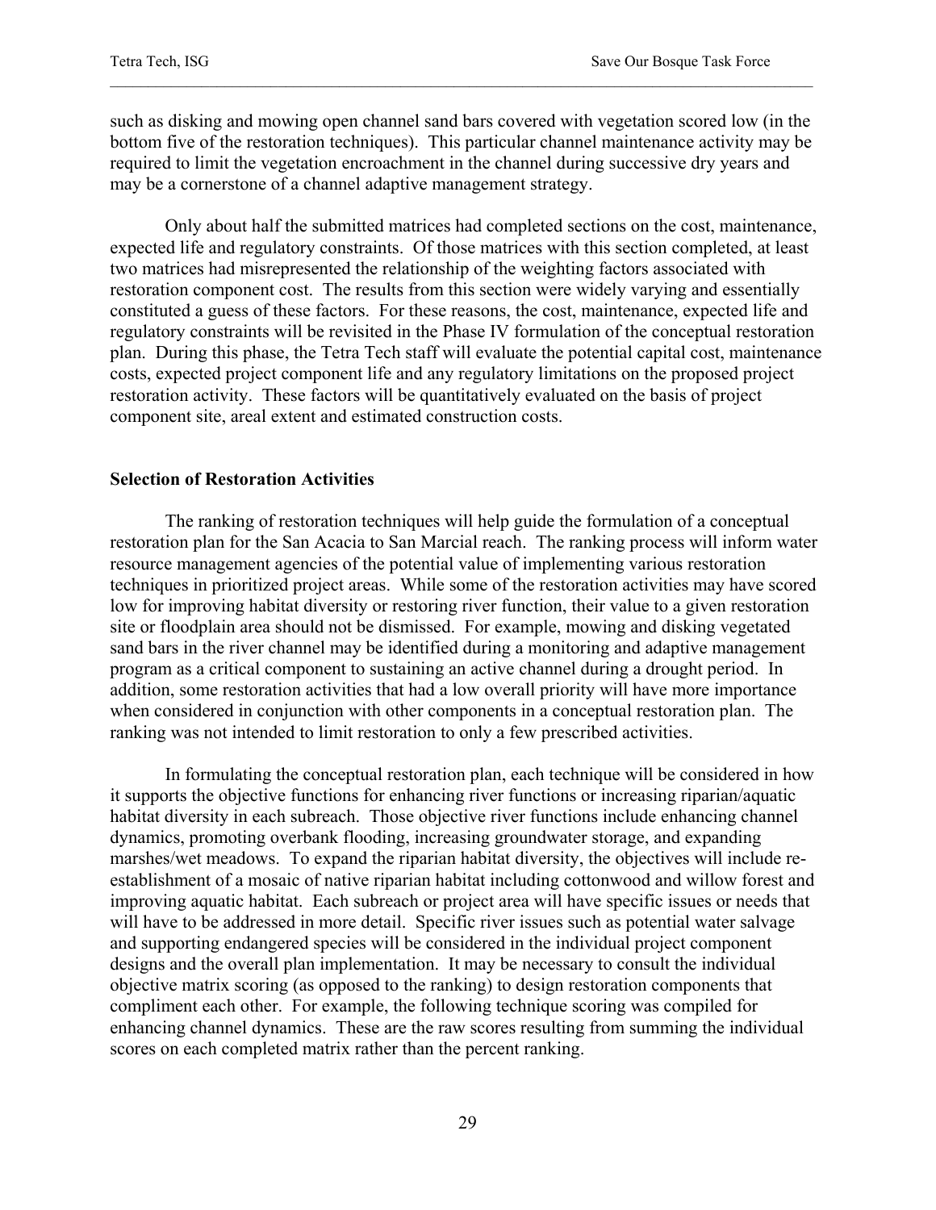such as disking and mowing open channel sand bars covered with vegetation scored low (in the bottom five of the restoration techniques). This particular channel maintenance activity may be required to limit the vegetation encroachment in the channel during successive dry years and may be a cornerstone of a channel adaptive management strategy.

Only about half the submitted matrices had completed sections on the cost, maintenance, expected life and regulatory constraints. Of those matrices with this section completed, at least two matrices had misrepresented the relationship of the weighting factors associated with restoration component cost. The results from this section were widely varying and essentially constituted a guess of these factors. For these reasons, the cost, maintenance, expected life and regulatory constraints will be revisited in the Phase IV formulation of the conceptual restoration plan. During this phase, the Tetra Tech staff will evaluate the potential capital cost, maintenance costs, expected project component life and any regulatory limitations on the proposed project restoration activity. These factors will be quantitatively evaluated on the basis of project component site, areal extent and estimated construction costs.

**Selection of Restoration Activities**

The ranking of restoration techniques will help guide the formulation of a conceptual restoration plan for the San Acacia to San Marcial reach. The ranking process will inform water resource management agencies of the potential value of implementing various restoration techniques in prioritized project areas. While some of the restoration activities may have scored low for improving habitat diversity or restoring river function, their value to a given restoration site or floodplain area should not be dismissed. For example, mowing and disking vegetated sand bars in the river channel may be identified during a monitoring and adaptive management program as a critical component to sustaining an active channel during a drought period. In addition, some restoration activities that had a low overall priority will have more importance when considered in conjunction with other components in a conceptual restoration plan. The ranking was not intended to limit restoration to only a few prescribed activities.

In formulating the conceptual restoration plan, each technique will be considered in how it supports the objective functions for enhancing river functions or increasing riparian/aquatic habitat diversity in each subreach. Those objective river functions include enhancing channel dynamics, promoting overbank flooding, increasing groundwater storage, and expanding marshes/wet meadows. To expand the riparian habitat diversity, the objectives will include re-establishment of a mosaic of native riparian habitat including cottonwood and willow forest and improving aquatic habitat. Each subreach or project area will have specific issues or needs that will have to be addressed in more detail. Specific river issues such as potential water salvage and supporting endangered species will be considered in the individual project component designs and the overall plan implementation. It may be necessary to consult the individual objective matrix scoring (as opposed to the ranking) to design restoration components that compliment each other. For example, the following technique scoring was compiled for enhancing channel dynamics. These are the raw scores resulting from summing the individual scores on each completed matrix rather than the percent ranking.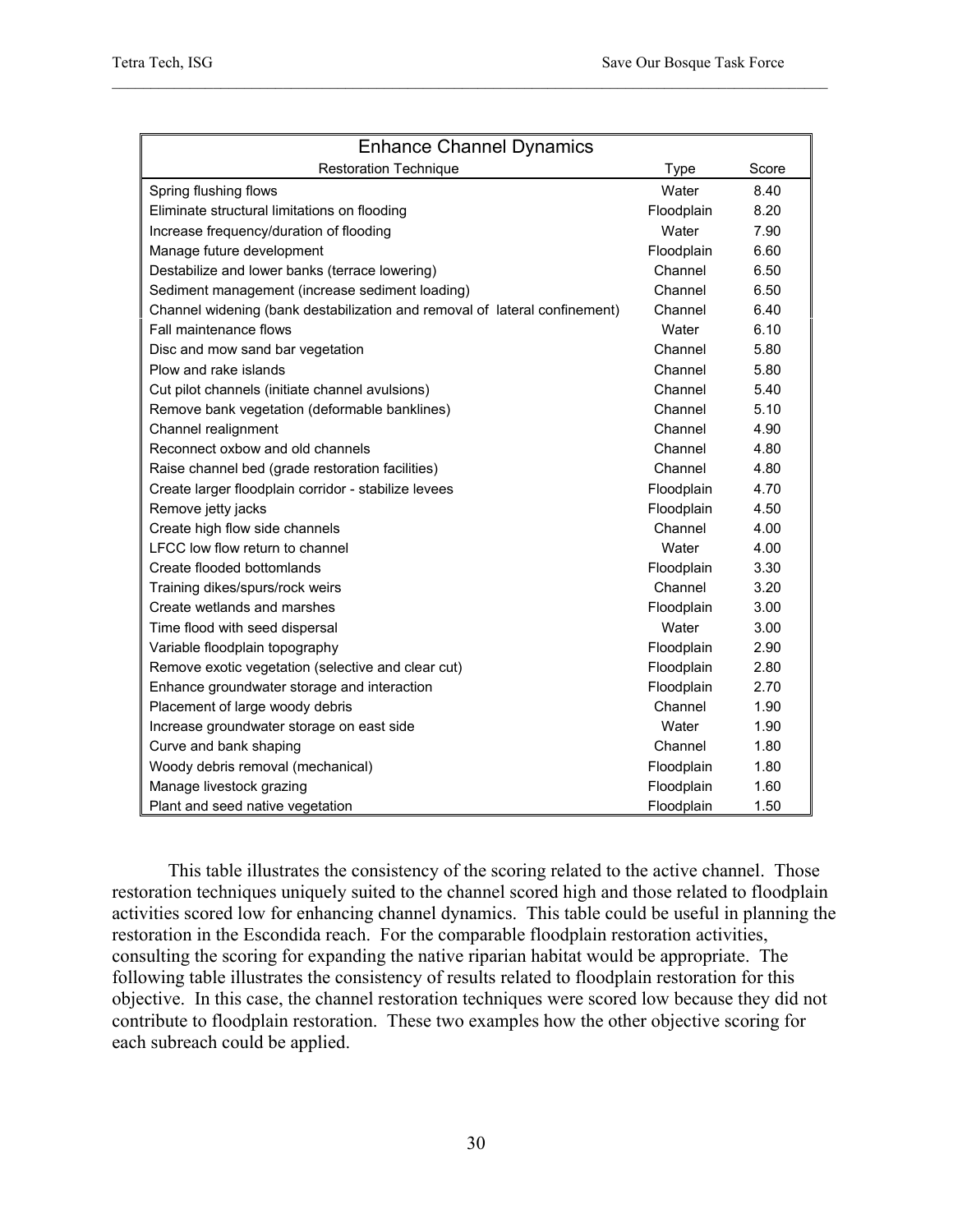| Enhance Channel Dynamics | | |
|---|---|---|
| Restoration Technique | Type | Score |
| Spring flushing flows | Water | 8.40 |
| Eliminate structural limitations on flooding | Floodplain | 8.20 |
| Increase frequency/duration of flooding | Water | 7.90 |
| Manage future development | Floodplain | 6.60 |
| Destabilize and lower banks (terrace lowering) | Channel | 6.50 |
| Sediment management (increase sediment loading) | Channel | 6.50 |
| Channel widening (bank destabilization and removal of lateral confinement) | Channel | 6.40 |
| Fall maintenance flows | Water | 6.10 |
| Disc and mow sand bar vegetation | Channel | 5.80 |
| Plow and rake islands | Channel | 5.80 |
| Cut pilot channels (initiate channel avulsions) | Channel | 5.40 |
| Remove bank vegetation (deformable banklines) | Channel | 5.10 |
| Channel realignment | Channel | 4.90 |
| Reconnect oxbow and old channels | Channel | 4.80 |
| Raise channel bed (grade restoration facilities) | Channel | 4.80 |
| Create larger floodplain corridor - stabilize levees | Floodplain | 4.70 |
| Remove jetty jacks | Floodplain | 4.50 |
| Create high flow side channels | Channel | 4.00 |
| LFCC low flow return to channel | Water | 4.00 |
| Create flooded bottomlands | Floodplain | 3.30 |
| Training dikes/spurs/rock weirs | Channel | 3.20 |
| Create wetlands and marshes | Floodplain | 3.00 |
| Time flood with seed dispersal | Water | 3.00 |
| Variable floodplain topography | Floodplain | 2.90 |
| Remove exotic vegetation (selective and clear cut) | Floodplain | 2.80 |
| Enhance groundwater storage and interaction | Floodplain | 2.70 |
| Placement of large woody debris | Channel | 1.90 |
| Increase groundwater storage on east side | Water | 1.90 |
| Curve and bank shaping | Channel | 1.80 |
| Woody debris removal (mechanical) | Floodplain | 1.80 |
| Manage livestock grazing | Floodplain | 1.60 |
| Plant and seed native vegetation | Floodplain | 1.50 |

This table illustrates the consistency of the scoring related to the active channel. Those restoration techniques uniquely suited to the channel scored high and those related to floodplain activities scored low for enhancing channel dynamics. This table could be useful in planning the restoration in the Escondida reach. For the comparable floodplain restoration activities, consulting the scoring for expanding the native riparian habitat would be appropriate. The following table illustrates the consistency of results related to floodplain restoration for this objective. In this case, the channel restoration techniques were scored low because they did not contribute to floodplain restoration. These two examples how the other objective scoring for each subreach could be applied.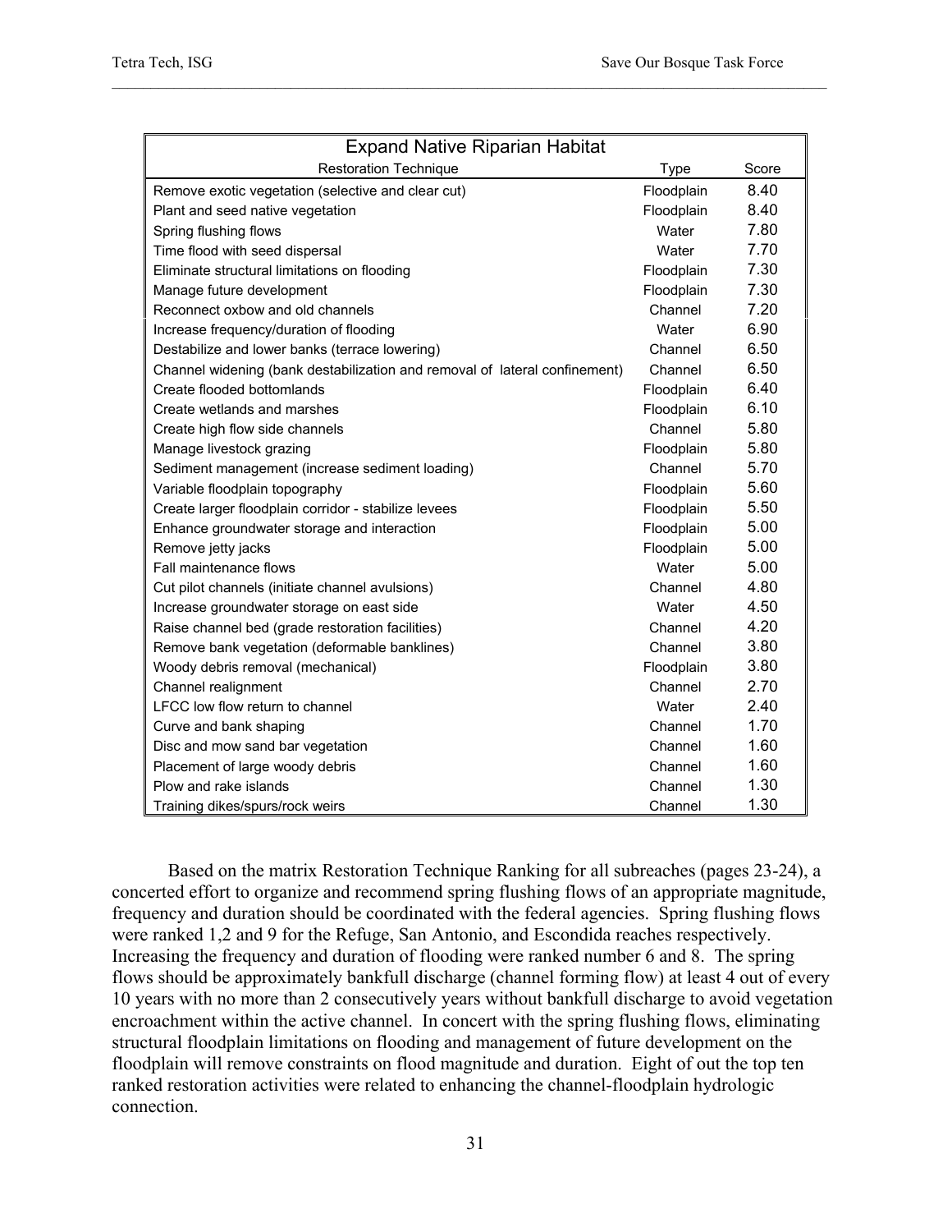| Expand Native Riparian Habitat | | |
|---|---|---|
| Restoration Technique | Type | Score |
| Remove exotic vegetation (selective and clear cut) | Floodplain | 8.40 |
| Plant and seed native vegetation | Floodplain | 8.40 |
| Spring flushing flows | Water | 7.80 |
| Time flood with seed dispersal | Water | 7.70 |
| Eliminate structural limitations on flooding | Floodplain | 7.30 |
| Manage future development | Floodplain | 7.30 |
| Reconnect oxbow and old channels | Channel | 7.20 |
| Increase frequency/duration of flooding | Water | 6.90 |
| Destabilize and lower banks (terrace lowering) | Channel | 6.50 |
| Channel widening (bank destabilization and removal of lateral confinement) | Channel | 6.50 |
| Create flooded bottomlands | Floodplain | 6.40 |
| Create wetlands and marshes | Floodplain | 6.10 |
| Create high flow side channels | Channel | 5.80 |
| Manage livestock grazing | Floodplain | 5.80 |
| Sediment management (increase sediment loading) | Channel | 5.70 |
| Variable floodplain topography | Floodplain | 5.60 |
| Create larger floodplain corridor - stabilize levees | Floodplain | 5.50 |
| Enhance groundwater storage and interaction | Floodplain | 5.00 |
| Remove jetty jacks | Floodplain | 5.00 |
| Fall maintenance flows | Water | 5.00 |
| Cut pilot channels (initiate channel avulsions) | Channel | 4.80 |
| Increase groundwater storage on east side | Water | 4.50 |
| Raise channel bed (grade restoration facilities) | Channel | 4.20 |
| Remove bank vegetation (deformable banklines) | Channel | 3.80 |
| Woody debris removal (mechanical) | Floodplain | 3.80 |
| Channel realignment | Channel | 2.70 |
| LFCC low flow return to channel | Water | 2.40 |
| Curve and bank shaping | Channel | 1.70 |
| Disc and mow sand bar vegetation | Channel | 1.60 |
| Placement of large woody debris | Channel | 1.60 |
| Plow and rake islands | Channel | 1.30 |
| Training dikes/spurs/rock weirs | Channel | 1.30 |

Based on the matrix Restoration Technique Ranking for all subreaches (pages 23-24), a concerted effort to organize and recommend spring flushing flows of an appropriate magnitude, frequency and duration should be coordinated with the federal agencies. Spring flushing flows were ranked 1,2 and 9 for the Refuge, San Antonio, and Escondida reaches respectively. Increasing the frequency and duration of flooding were ranked number 6 and 8. The spring flows should be approximately bankfull discharge (channel forming flow) at least 4 out of every 10 years with no more than 2 consecutively years without bankfull discharge to avoid vegetation encroachment within the active channel. In concert with the spring flushing flows, eliminating structural floodplain limitations on flooding and management of future development on the floodplain will remove constraints on flood magnitude and duration. Eight of out the top ten ranked restoration activities were related to enhancing the channel-floodplain hydrologic connection.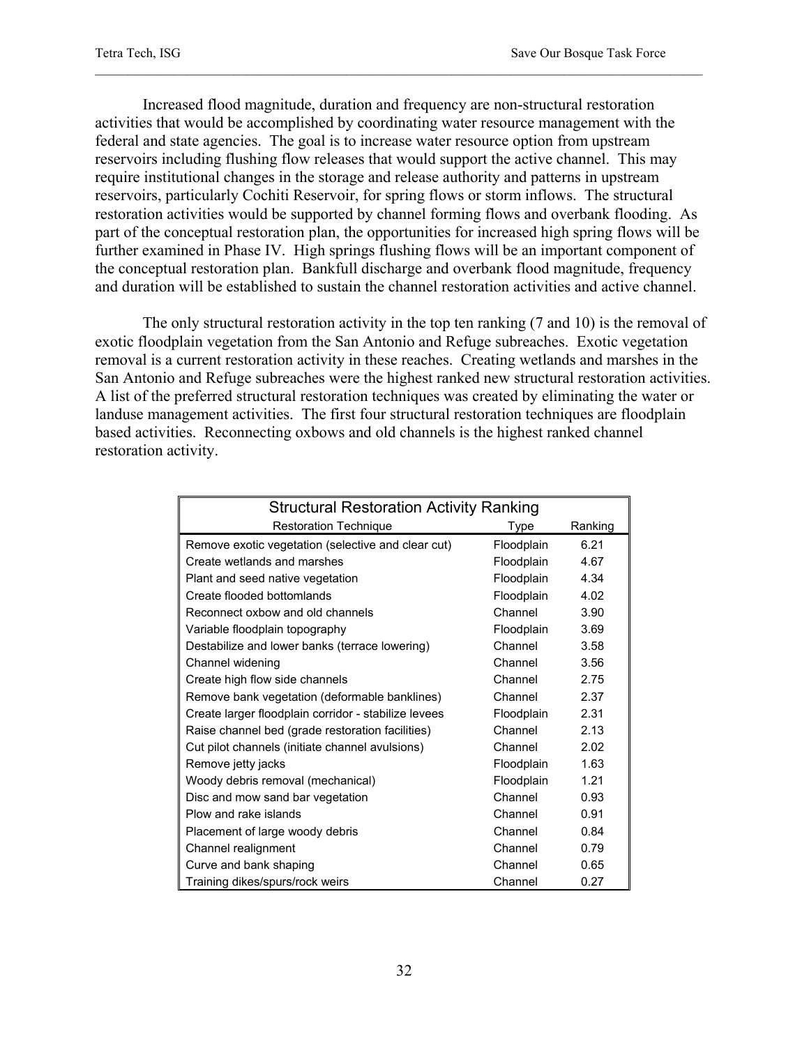Increased flood magnitude, duration and frequency are non-structural restoration activities that would be accomplished by coordinating water resource management with the federal and state agencies. The goal is to increase water resource option from upstream reservoirs including flushing flow releases that would support the active channel. This may require institutional changes in the storage and release authority and patterns in upstream reservoirs, particularly Cochiti Reservoir, for spring flows or storm inflows. The structural restoration activities would be supported by channel forming flows and overbank flooding. As part of the conceptual restoration plan, the opportunities for increased high spring flows will be further examined in Phase IV. High springs flushing flows will be an important component of the conceptual restoration plan. Bankfull discharge and overbank flood magnitude, frequency and duration will be established to sustain the channel restoration activities and active channel.

The only structural restoration activity in the top ten ranking (7 and 10) is the removal of exotic floodplain vegetation from the San Antonio and Refuge subreaches. Exotic vegetation removal is a current restoration activity in these reaches. Creating wetlands and marshes in the San Antonio and Refuge subreaches were the highest ranked new structural restoration activities. A list of the preferred structural restoration techniques was created by eliminating the water or landuse management activities. The first four structural restoration techniques are floodplain based activities. Reconnecting oxbows and old channels is the highest ranked channel restoration activity.

| Structural Restoration Activity Ranking | | |
|---|---|---|
| Restoration Technique | Type | Ranking |
| Remove exotic vegetation (selective and clear cut) | Floodplain | 6.21 |
| Create wetlands and marshes | Floodplain | 4.67 |
| Plant and seed native vegetation | Floodplain | 4.34 |
| Create flooded bottomlands | Floodplain | 4.02 |
| Reconnect oxbow and old channels | Channel | 3.90 |
| Variable floodplain topography | Floodplain | 3.69 |
| Destabilize and lower banks (terrace lowering) | Channel | 3.58 |
| Channel widening | Channel | 3.56 |
| Create high flow side channels | Channel | 2.75 |
| Remove bank vegetation (deformable banklines) | Channel | 2.37 |
| Create larger floodplain corridor - stabilize levees | Floodplain | 2.31 |
| Raise channel bed (grade restoration facilities) | Channel | 2.13 |
| Cut pilot channels (initiate channel avulsions) | Channel | 2.02 |
| Remove jetty jacks | Floodplain | 1.63 |
| Woody debris removal (mechanical) | Floodplain | 1.21 |
| Disc and mow sand bar vegetation | Channel | 0.93 |
| Plow and rake islands | Channel | 0.91 |
| Placement of large woody debris | Channel | 0.84 |
| Channel realignment | Channel | 0.79 |
| Curve and bank shaping | Channel | 0.65 |
| Training dikes/spurs/rock weirs | Channel | 0.27 |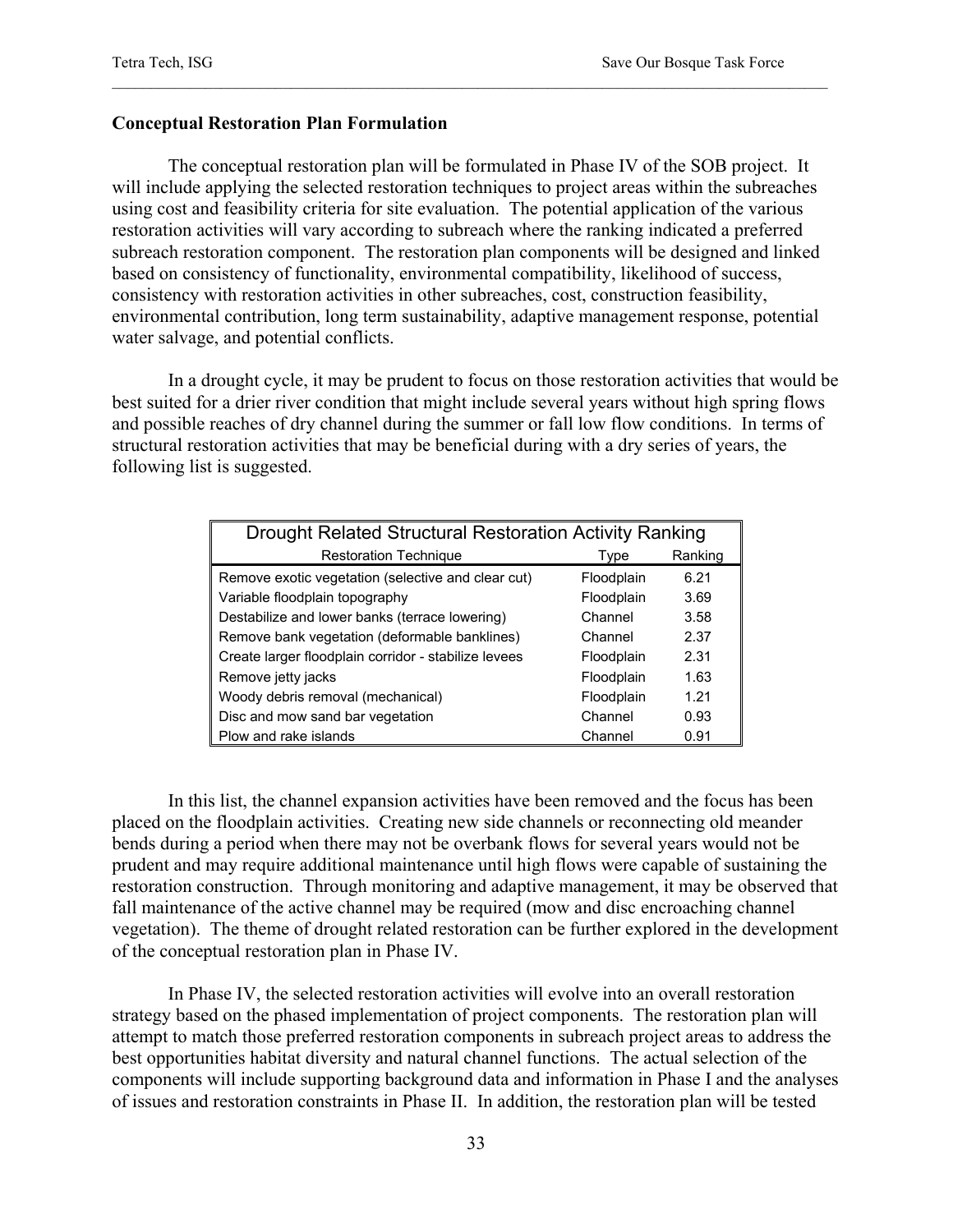**Conceptual Restoration Plan Formulation**

The conceptual restoration plan will be formulated in Phase IV of the SOB project. It will include applying the selected restoration techniques to project areas within the subreaches using cost and feasibility criteria for site evaluation. The potential application of the various restoration activities will vary according to subreach where the ranking indicated a preferred subreach restoration component. The restoration plan components will be designed and linked based on consistency of functionality, environmental compatibility, likelihood of success, consistency with restoration activities in other subreaches, cost, construction feasibility, environmental contribution, long term sustainability, adaptive management response, potential water salvage, and potential conflicts.

In a drought cycle, it may be prudent to focus on those restoration activities that would be best suited for a drier river condition that might include several years without high spring flows and possible reaches of dry channel during the summer or fall low flow conditions. In terms of structural restoration activities that may be beneficial during with a dry series of years, the following list is suggested.

| Drought Related Structural Restoration Activity Ranking | | |
|---|---|---|
| Restoration Technique | Type | Ranking |
| Remove exotic vegetation (selective and clear cut) | Floodplain | 6.21 |
| Variable floodplain topography | Floodplain | 3.69 |
| Destabilize and lower banks (terrace lowering) | Channel | 3.58 |
| Remove bank vegetation (deformable banklines) | Channel | 2.37 |
| Create larger floodplain corridor - stabilize levees | Floodplain | 2.31 |
| Remove jetty jacks | Floodplain | 1.63 |
| Woody debris removal (mechanical) | Floodplain | 1.21 |
| Disc and mow sand bar vegetation | Channel | 0.93 |
| Plow and rake islands | Channel | 0.91 |

In this list, the channel expansion activities have been removed and the focus has been placed on the floodplain activities. Creating new side channels or reconnecting old meander bends during a period when there may not be overbank flows for several years would not be prudent and may require additional maintenance until high flows were capable of sustaining the restoration construction. Through monitoring and adaptive management, it may be observed that fall maintenance of the active channel may be required (mow and disc encroaching channel vegetation). The theme of drought related restoration can be further explored in the development of the conceptual restoration plan in Phase IV.

In Phase IV, the selected restoration activities will evolve into an overall restoration strategy based on the phased implementation of project components. The restoration plan will attempt to match those preferred restoration components in subreach project areas to address the best opportunities habitat diversity and natural channel functions. The actual selection of the components will include supporting background data and information in Phase I and the analyses of issues and restoration constraints in Phase II. In addition, the restoration plan will be tested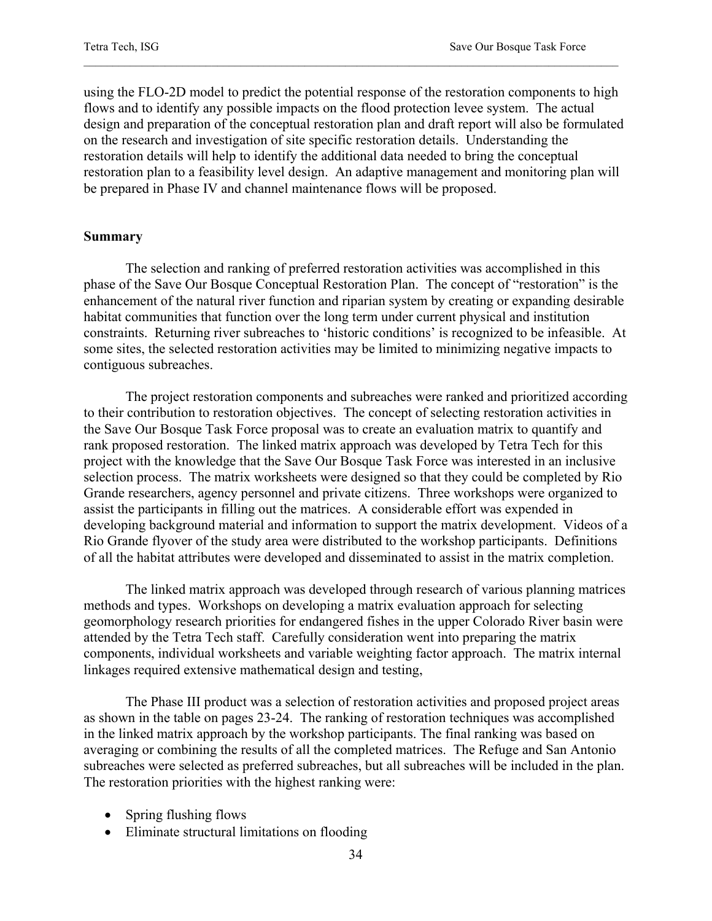using the FLO-2D model to predict the potential response of the restoration components to high flows and to identify any possible impacts on the flood protection levee system. The actual design and preparation of the conceptual restoration plan and draft report will also be formulated on the research and investigation of site specific restoration details. Understanding the restoration details will help to identify the additional data needed to bring the conceptual restoration plan to a feasibility level design. An adaptive management and monitoring plan will be prepared in Phase IV and channel maintenance flows will be proposed.

**Summary**

The selection and ranking of preferred restoration activities was accomplished in this phase of the Save Our Bosque Conceptual Restoration Plan. The concept of "restoration" is the enhancement of the natural river function and riparian system by creating or expanding desirable habitat communities that function over the long term under current physical and institution constraints. Returning river subreaches to 'historic conditions' is recognized to be infeasible. At some sites, the selected restoration activities may be limited to minimizing negative impacts to contiguous subreaches.

The project restoration components and subreaches were ranked and prioritized according to their contribution to restoration objectives. The concept of selecting restoration activities in the Save Our Bosque Task Force proposal was to create an evaluation matrix to quantify and rank proposed restoration. The linked matrix approach was developed by Tetra Tech for this project with the knowledge that the Save Our Bosque Task Force was interested in an inclusive selection process. The matrix worksheets were designed so that they could be completed by Rio Grande researchers, agency personnel and private citizens. Three workshops were organized to assist the participants in filling out the matrices. A considerable effort was expended in developing background material and information to support the matrix development. Videos of a Rio Grande flyover of the study area were distributed to the workshop participants. Definitions of all the habitat attributes were developed and disseminated to assist in the matrix completion.

The linked matrix approach was developed through research of various planning matrices methods and types. Workshops on developing a matrix evaluation approach for selecting geomorphology research priorities for endangered fishes in the upper Colorado River basin were attended by the Tetra Tech staff. Carefully consideration went into preparing the matrix components, individual worksheets and variable weighting factor approach. The matrix internal linkages required extensive mathematical design and testing,

The Phase III product was a selection of restoration activities and proposed project areas as shown in the table on pages 23-24. The ranking of restoration techniques was accomplished in the linked matrix approach by the workshop participants. The final ranking was based on averaging or combining the results of all the completed matrices. The Refuge and San Antonio subreaches were selected as preferred subreaches, but all subreaches will be included in the plan. The restoration priorities with the highest ranking were:

- Spring flushing flows
- Eliminate structural limitations on flooding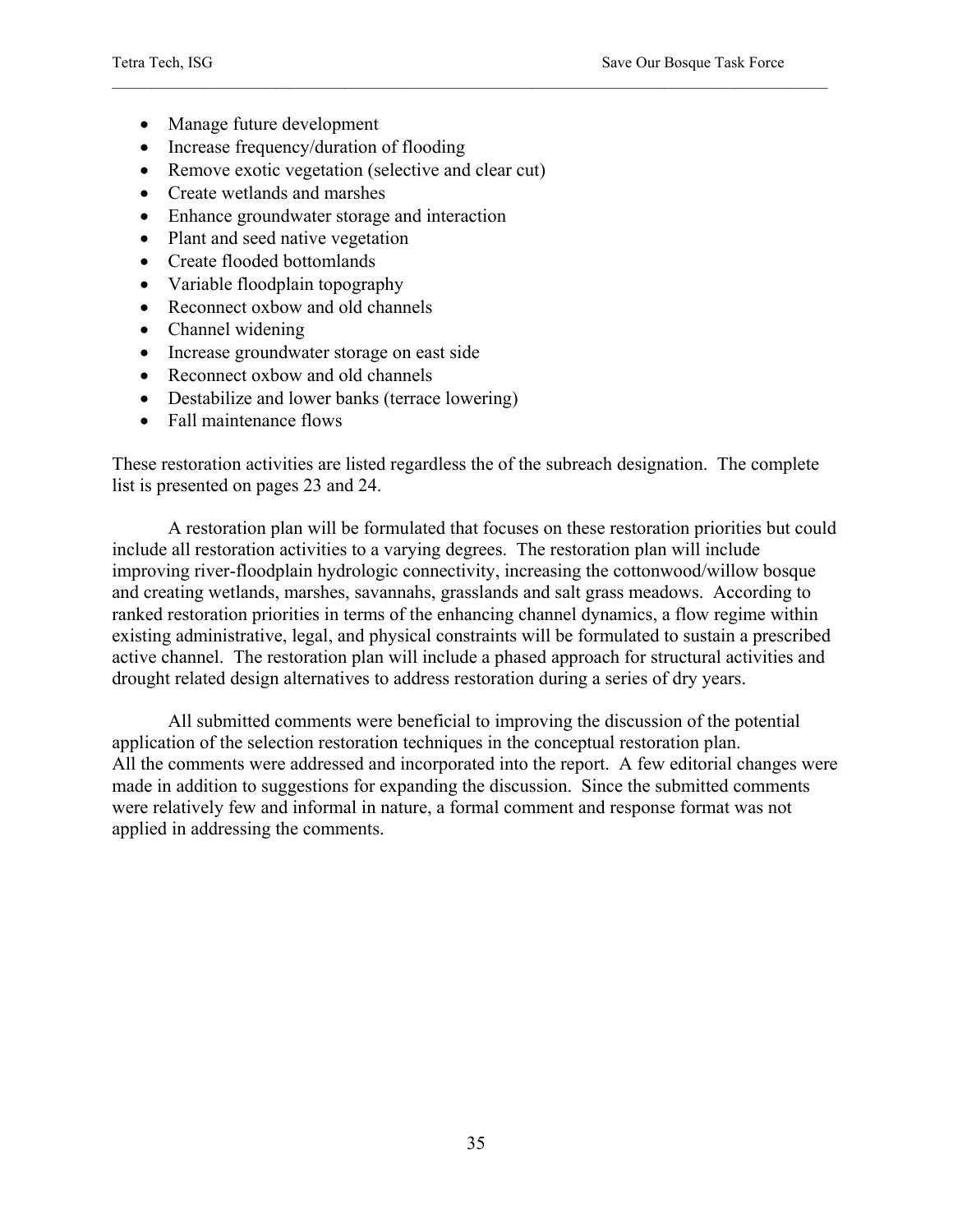- Manage future development
- Increase frequency/duration of flooding
- Remove exotic vegetation (selective and clear cut)
- Create wetlands and marshes
- Enhance groundwater storage and interaction
- Plant and seed native vegetation
- Create flooded bottomlands
- Variable floodplain topography
- Reconnect oxbow and old channels
- Channel widening
- Increase groundwater storage on east side
- Reconnect oxbow and old channels
- Destabilize and lower banks (terrace lowering)
- Fall maintenance flows

These restoration activities are listed regardless the of the subreach designation. The complete list is presented on pages 23 and 24.

A restoration plan will be formulated that focuses on these restoration priorities but could include all restoration activities to a varying degrees. The restoration plan will include improving river-floodplain hydrologic connectivity, increasing the cottonwood/willow bosque and creating wetlands, marshes, savannahs, grasslands and salt grass meadows. According to ranked restoration priorities in terms of the enhancing channel dynamics, a flow regime within existing administrative, legal, and physical constraints will be formulated to sustain a prescribed active channel. The restoration plan will include a phased approach for structural activities and drought related design alternatives to address restoration during a series of dry years.

All submitted comments were beneficial to improving the discussion of the potential application of the selection restoration techniques in the conceptual restoration plan. All the comments were addressed and incorporated into the report. A few editorial changes were made in addition to suggestions for expanding the discussion. Since the submitted comments were relatively few and informal in nature, a formal comment and response format was not applied in addressing the comments.